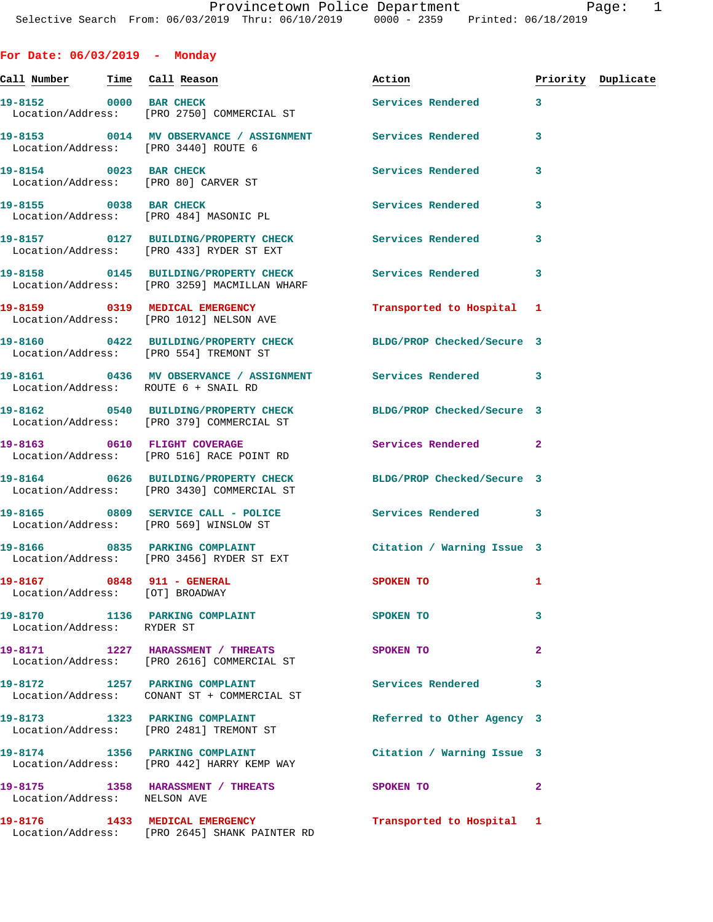Provincetown Police Department
Selective Search From: 06/03/2019 Thru: 06/10/2019 0000 - 2359 Printed: 06/18/2019

## For Date: 06/03/2019 - Monday

| Call Number | Time | Call Reason | Action | Priority | Duplicate |
|---|---|---|---|---|---|
| 19-8152 | 0000 | BAR CHECK | Services Rendered | 3 | |
| Location/Address: | | [PRO 2750] COMMERCIAL ST | | | |
| 19-8153 | 0014 | MV OBSERVANCE / ASSIGNMENT | Services Rendered | 3 | |
| Location/Address: | | [PRO 3440] ROUTE 6 | | | |
| 19-8154 | 0023 | BAR CHECK | Services Rendered | 3 | |
| Location/Address: | | [PRO 80] CARVER ST | | | |
| 19-8155 | 0038 | BAR CHECK | Services Rendered | 3 | |
| Location/Address: | | [PRO 484] MASONIC PL | | | |
| 19-8157 | 0127 | BUILDING/PROPERTY CHECK | Services Rendered | 3 | |
| Location/Address: | | [PRO 433] RYDER ST EXT | | | |
| 19-8158 | 0145 | BUILDING/PROPERTY CHECK | Services Rendered | 3 | |
| Location/Address: | | [PRO 3259] MACMILLAN WHARF | | | |
| 19-8159 | 0319 | MEDICAL EMERGENCY | Transported to Hospital | 1 | |
| Location/Address: | | [PRO 1012] NELSON AVE | | | |
| 19-8160 | 0422 | BUILDING/PROPERTY CHECK | BLDG/PROP Checked/Secure | 3 | |
| Location/Address: | | [PRO 554] TREMONT ST | | | |
| 19-8161 | 0436 | MV OBSERVANCE / ASSIGNMENT | Services Rendered | 3 | |
| Location/Address: | | ROUTE 6 + SNAIL RD | | | |
| 19-8162 | 0540 | BUILDING/PROPERTY CHECK | BLDG/PROP Checked/Secure | 3 | |
| Location/Address: | | [PRO 379] COMMERCIAL ST | | | |
| 19-8163 | 0610 | FLIGHT COVERAGE | Services Rendered | 2 | |
| Location/Address: | | [PRO 516] RACE POINT RD | | | |
| 19-8164 | 0626 | BUILDING/PROPERTY CHECK | BLDG/PROP Checked/Secure | 3 | |
| Location/Address: | | [PRO 3430] COMMERCIAL ST | | | |
| 19-8165 | 0809 | SERVICE CALL - POLICE | Services Rendered | 3 | |
| Location/Address: | | [PRO 569] WINSLOW ST | | | |
| 19-8166 | 0835 | PARKING COMPLAINT | Citation / Warning Issue | 3 | |
| Location/Address: | | [PRO 3456] RYDER ST EXT | | | |
| 19-8167 | 0848 | 911 - GENERAL | SPOKEN TO | 1 | |
| Location/Address: | | [OT] BROADWAY | | | |
| 19-8170 | 1136 | PARKING COMPLAINT | SPOKEN TO | 3 | |
| Location/Address: | | RYDER ST | | | |
| 19-8171 | 1227 | HARASSMENT / THREATS | SPOKEN TO | 2 | |
| Location/Address: | | [PRO 2616] COMMERCIAL ST | | | |
| 19-8172 | 1257 | PARKING COMPLAINT | Services Rendered | 3 | |
| Location/Address: | | CONANT ST + COMMERCIAL ST | | | |
| 19-8173 | 1323 | PARKING COMPLAINT | Referred to Other Agency | 3 | |
| Location/Address: | | [PRO 2481] TREMONT ST | | | |
| 19-8174 | 1356 | PARKING COMPLAINT | Citation / Warning Issue | 3 | |
| Location/Address: | | [PRO 442] HARRY KEMP WAY | | | |
| 19-8175 | 1358 | HARASSMENT / THREATS | SPOKEN TO | 2 | |
| Location/Address: | | NELSON AVE | | | |
| 19-8176 | 1433 | MEDICAL EMERGENCY | Transported to Hospital | 1 | |
| Location/Address: | | [PRO 2645] SHANK PAINTER RD | | | |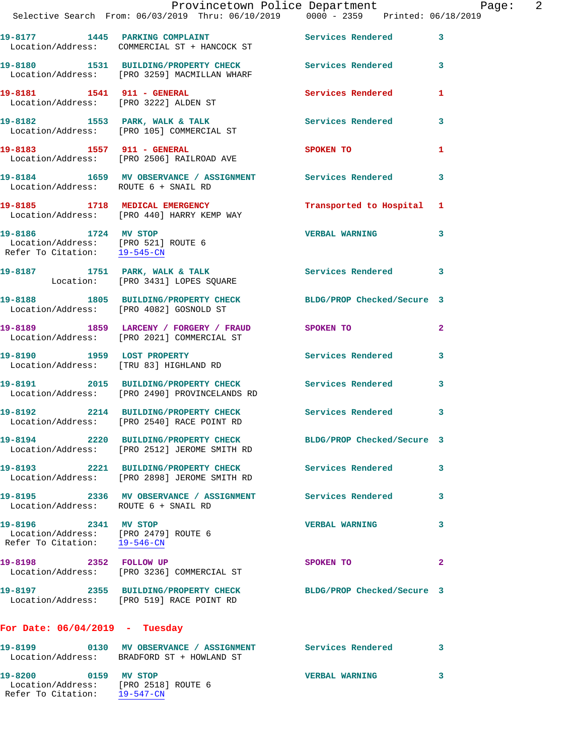19-8177 1445 PARKING COMPLAINT Services Rendered 3
Location/Address: COMMERCIAL ST + HANCOCK ST

19-8180 1531 BUILDING/PROPERTY CHECK Services Rendered 3
Location/Address: [PRO 3259] MACMILLAN WHARF

19-8181 1541 911 - GENERAL Services Rendered 1
Location/Address: [PRO 3222] ALDEN ST

19-8182 1553 PARK, WALK & TALK Services Rendered 3
Location/Address: [PRO 105] COMMERCIAL ST

19-8183 1557 911 - GENERAL SPOKEN TO 1
Location/Address: [PRO 2506] RAILROAD AVE

19-8184 1659 MV OBSERVANCE / ASSIGNMENT Services Rendered 3
Location/Address: ROUTE 6 + SNAIL RD

19-8185 1718 MEDICAL EMERGENCY Transported to Hospital 1
Location/Address: [PRO 440] HARRY KEMP WAY

19-8186 1724 MV STOP VERBAL WARNING 3
Location/Address: [PRO 521] ROUTE 6
Refer To Citation: 19-545-CN

19-8187 1751 PARK, WALK & TALK Services Rendered 3
Location: [PRO 3431] LOPES SQUARE

19-8188 1805 BUILDING/PROPERTY CHECK BLDG/PROP Checked/Secure 3
Location/Address: [PRO 4082] GOSNOLD ST

19-8189 1859 LARCENY / FORGERY / FRAUD SPOKEN TO 2
Location/Address: [PRO 2021] COMMERCIAL ST

19-8190 1959 LOST PROPERTY Services Rendered 3
Location/Address: [TRU 83] HIGHLAND RD

19-8191 2015 BUILDING/PROPERTY CHECK Services Rendered 3
Location/Address: [PRO 2490] PROVINCELANDS RD

19-8192 2214 BUILDING/PROPERTY CHECK Services Rendered 3
Location/Address: [PRO 2540] RACE POINT RD

19-8194 2220 BUILDING/PROPERTY CHECK BLDG/PROP Checked/Secure 3
Location/Address: [PRO 2512] JEROME SMITH RD

19-8193 2221 BUILDING/PROPERTY CHECK Services Rendered 3
Location/Address: [PRO 2898] JEROME SMITH RD

19-8195 2336 MV OBSERVANCE / ASSIGNMENT Services Rendered 3
Location/Address: ROUTE 6 + SNAIL RD

19-8196 2341 MV STOP VERBAL WARNING 3
Location/Address: [PRO 2479] ROUTE 6
Refer To Citation: 19-546-CN

19-8198 2352 FOLLOW UP SPOKEN TO 2
Location/Address: [PRO 3236] COMMERCIAL ST

19-8197 2355 BUILDING/PROPERTY CHECK BLDG/PROP Checked/Secure 3
Location/Address: [PRO 519] RACE POINT RD

## For Date: 06/04/2019 - Tuesday

19-8199 0130 MV OBSERVANCE / ASSIGNMENT Services Rendered 3
Location/Address: BRADFORD ST + HOWLAND ST

19-8200 0159 MV STOP VERBAL WARNING 3
Location/Address: [PRO 2518] ROUTE 6
Refer To Citation: 19-547-CN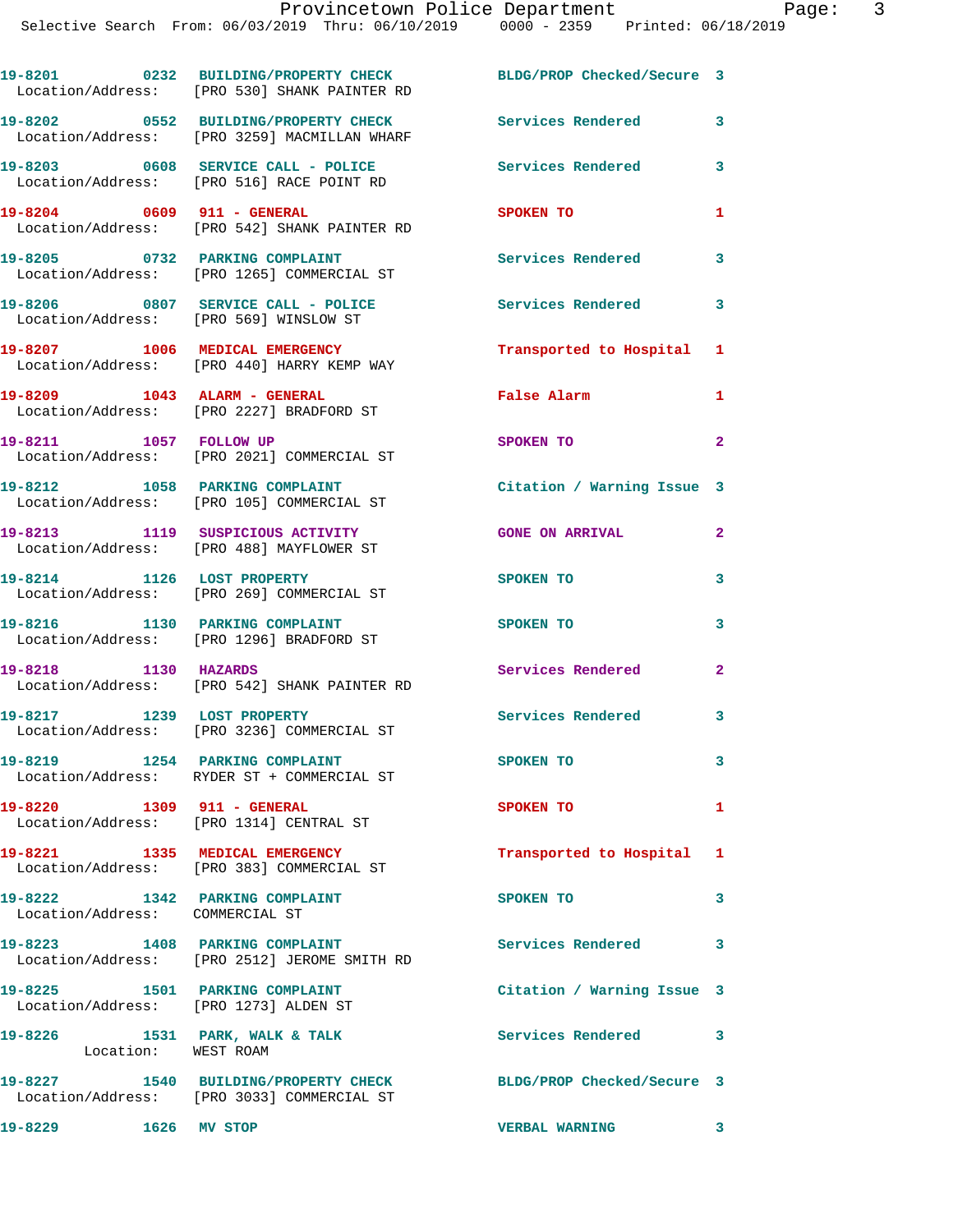| Call # | Time | Call Reason | Action | Priority |
|---|---|---|---|---|
| 19-8201 | 0232 | BUILDING/PROPERTY CHECK | BLDG/PROP Checked/Secure | 3 |
| Location/Address: [PRO 530] SHANK PAINTER RD | | | | |
| 19-8202 | 0552 | BUILDING/PROPERTY CHECK | Services Rendered | 3 |
| Location/Address: [PRO 3259] MACMILLAN WHARF | | | | |
| 19-8203 | 0608 | SERVICE CALL - POLICE | Services Rendered | 3 |
| Location/Address: [PRO 516] RACE POINT RD | | | | |
| 19-8204 | 0609 | 911 - GENERAL | SPOKEN TO | 1 |
| Location/Address: [PRO 542] SHANK PAINTER RD | | | | |
| 19-8205 | 0732 | PARKING COMPLAINT | Services Rendered | 3 |
| Location/Address: [PRO 1265] COMMERCIAL ST | | | | |
| 19-8206 | 0807 | SERVICE CALL - POLICE | Services Rendered | 3 |
| Location/Address: [PRO 569] WINSLOW ST | | | | |
| 19-8207 | 1006 | MEDICAL EMERGENCY | Transported to Hospital | 1 |
| Location/Address: [PRO 440] HARRY KEMP WAY | | | | |
| 19-8209 | 1043 | ALARM - GENERAL | False Alarm | 1 |
| Location/Address: [PRO 2227] BRADFORD ST | | | | |
| 19-8211 | 1057 | FOLLOW UP | SPOKEN TO | 2 |
| Location/Address: [PRO 2021] COMMERCIAL ST | | | | |
| 19-8212 | 1058 | PARKING COMPLAINT | Citation / Warning Issue | 3 |
| Location/Address: [PRO 105] COMMERCIAL ST | | | | |
| 19-8213 | 1119 | SUSPICIOUS ACTIVITY | GONE ON ARRIVAL | 2 |
| Location/Address: [PRO 488] MAYFLOWER ST | | | | |
| 19-8214 | 1126 | LOST PROPERTY | SPOKEN TO | 3 |
| Location/Address: [PRO 269] COMMERCIAL ST | | | | |
| 19-8216 | 1130 | PARKING COMPLAINT | SPOKEN TO | 3 |
| Location/Address: [PRO 1296] BRADFORD ST | | | | |
| 19-8218 | 1130 | HAZARDS | Services Rendered | 2 |
| Location/Address: [PRO 542] SHANK PAINTER RD | | | | |
| 19-8217 | 1239 | LOST PROPERTY | Services Rendered | 3 |
| Location/Address: [PRO 3236] COMMERCIAL ST | | | | |
| 19-8219 | 1254 | PARKING COMPLAINT | SPOKEN TO | 3 |
| Location/Address: RYDER ST + COMMERCIAL ST | | | | |
| 19-8220 | 1309 | 911 - GENERAL | SPOKEN TO | 1 |
| Location/Address: [PRO 1314] CENTRAL ST | | | | |
| 19-8221 | 1335 | MEDICAL EMERGENCY | Transported to Hospital | 1 |
| Location/Address: [PRO 383] COMMERCIAL ST | | | | |
| 19-8222 | 1342 | PARKING COMPLAINT | SPOKEN TO | 3 |
| Location/Address: COMMERCIAL ST | | | | |
| 19-8223 | 1408 | PARKING COMPLAINT | Services Rendered | 3 |
| Location/Address: [PRO 2512] JEROME SMITH RD | | | | |
| 19-8225 | 1501 | PARKING COMPLAINT | Citation / Warning Issue | 3 |
| Location/Address: [PRO 1273] ALDEN ST | | | | |
| 19-8226 | 1531 | PARK, WALK & TALK | Services Rendered | 3 |
| Location: WEST ROAM | | | | |
| 19-8227 | 1540 | BUILDING/PROPERTY CHECK | BLDG/PROP Checked/Secure | 3 |
| Location/Address: [PRO 3033] COMMERCIAL ST | | | | |
| 19-8229 | 1626 | MV STOP | VERBAL WARNING | 3 |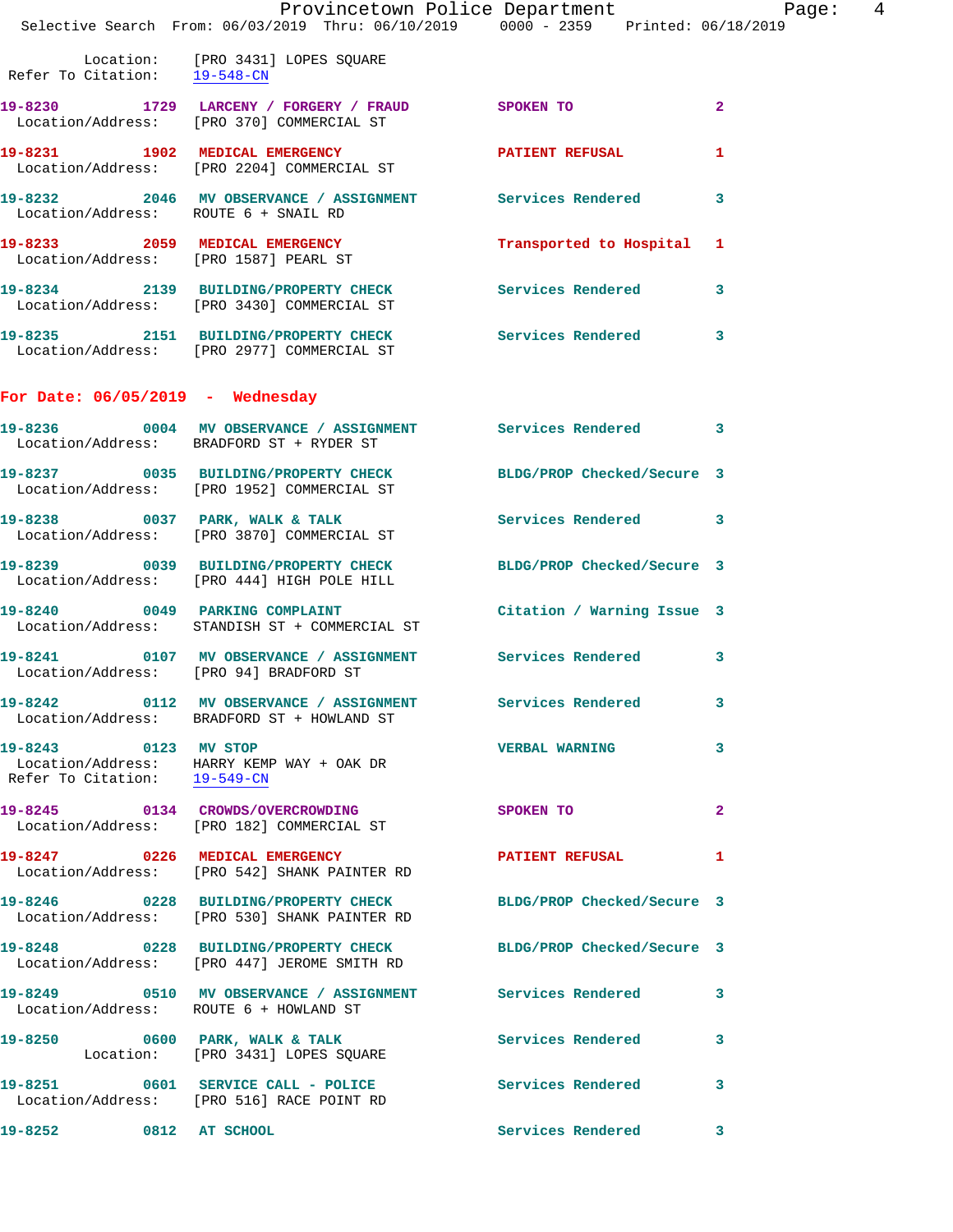Location: [PRO 3431] LOPES SQUARE
Refer To Citation: 19-548-CN

**19-8230** 1729 **LARCENY / FORGERY / FRAUD** SPOKEN TO 2
Location/Address: [PRO 370] COMMERCIAL ST

**19-8231** 1902 **MEDICAL EMERGENCY** PATIENT REFUSAL 1
Location/Address: [PRO 2204] COMMERCIAL ST

**19-8232** 2046 **MV OBSERVANCE / ASSIGNMENT** Services Rendered 3
Location/Address: ROUTE 6 + SNAIL RD

**19-8233** 2059 **MEDICAL EMERGENCY** Transported to Hospital 1
Location/Address: [PRO 1587] PEARL ST

**19-8234** 2139 **BUILDING/PROPERTY CHECK** Services Rendered 3
Location/Address: [PRO 3430] COMMERCIAL ST

**19-8235** 2151 **BUILDING/PROPERTY CHECK** Services Rendered 3
Location/Address: [PRO 2977] COMMERCIAL ST

## For Date: 06/05/2019 - Wednesday

**19-8236** 0004 **MV OBSERVANCE / ASSIGNMENT** Services Rendered 3
Location/Address: BRADFORD ST + RYDER ST

**19-8237** 0035 **BUILDING/PROPERTY CHECK** BLDG/PROP Checked/Secure 3
Location/Address: [PRO 1952] COMMERCIAL ST

**19-8238** 0037 **PARK, WALK & TALK** Services Rendered 3
Location/Address: [PRO 3870] COMMERCIAL ST

**19-8239** 0039 **BUILDING/PROPERTY CHECK** BLDG/PROP Checked/Secure 3
Location/Address: [PRO 444] HIGH POLE HILL

**19-8240** 0049 **PARKING COMPLAINT** Citation / Warning Issue 3
Location/Address: STANDISH ST + COMMERCIAL ST

**19-8241** 0107 **MV OBSERVANCE / ASSIGNMENT** Services Rendered 3
Location/Address: [PRO 94] BRADFORD ST

**19-8242** 0112 **MV OBSERVANCE / ASSIGNMENT** Services Rendered 3
Location/Address: BRADFORD ST + HOWLAND ST

**19-8243** 0123 **MV STOP** VERBAL WARNING 3
Location/Address: HARRY KEMP WAY + OAK DR
Refer To Citation: 19-549-CN

**19-8245** 0134 **CROWDS/OVERCROWDING** SPOKEN TO 2
Location/Address: [PRO 182] COMMERCIAL ST

**19-8247** 0226 **MEDICAL EMERGENCY** PATIENT REFUSAL 1
Location/Address: [PRO 542] SHANK PAINTER RD

**19-8246** 0228 **BUILDING/PROPERTY CHECK** BLDG/PROP Checked/Secure 3
Location/Address: [PRO 530] SHANK PAINTER RD

**19-8248** 0228 **BUILDING/PROPERTY CHECK** BLDG/PROP Checked/Secure 3
Location/Address: [PRO 447] JEROME SMITH RD

**19-8249** 0510 **MV OBSERVANCE / ASSIGNMENT** Services Rendered 3
Location/Address: ROUTE 6 + HOWLAND ST

**19-8250** 0600 **PARK, WALK & TALK** Services Rendered 3
Location: [PRO 3431] LOPES SQUARE

**19-8251** 0601 **SERVICE CALL - POLICE** Services Rendered 3
Location/Address: [PRO 516] RACE POINT RD

**19-8252** 0812 **AT SCHOOL** Services Rendered 3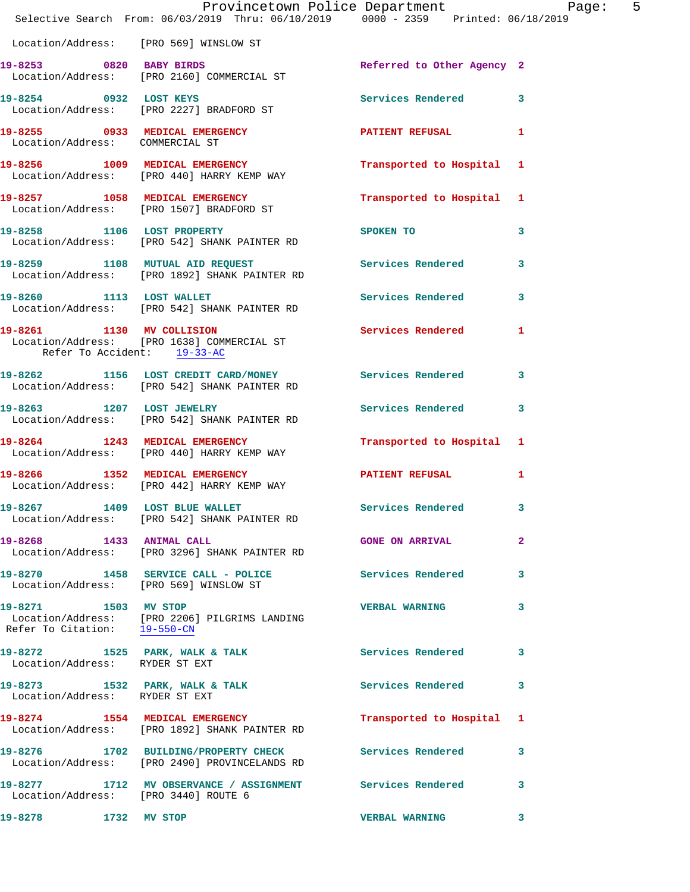Location/Address: [PRO 569] WINSLOW ST

**19-8253** 0820 **BABY BIRDS** Referred to Other Agency 2
Location/Address: [PRO 2160] COMMERCIAL ST

**19-8254** 0932 **LOST KEYS** Services Rendered 3
Location/Address: [PRO 2227] BRADFORD ST

**19-8255** 0933 **MEDICAL EMERGENCY** PATIENT REFUSAL 1
Location/Address: COMMERCIAL ST

**19-8256** 1009 **MEDICAL EMERGENCY** Transported to Hospital 1
Location/Address: [PRO 440] HARRY KEMP WAY

**19-8257** 1058 **MEDICAL EMERGENCY** Transported to Hospital 1
Location/Address: [PRO 1507] BRADFORD ST

**19-8258** 1106 **LOST PROPERTY** SPOKEN TO 3
Location/Address: [PRO 542] SHANK PAINTER RD

**19-8259** 1108 **MUTUAL AID REQUEST** Services Rendered 3
Location/Address: [PRO 1892] SHANK PAINTER RD

**19-8260** 1113 **LOST WALLET** Services Rendered 3
Location/Address: [PRO 542] SHANK PAINTER RD

**19-8261** 1130 **MV COLLISION** Services Rendered 1
Location/Address: [PRO 1638] COMMERCIAL ST
Refer To Accident: 19-33-AC

**19-8262** 1156 **LOST CREDIT CARD/MONEY** Services Rendered 3
Location/Address: [PRO 542] SHANK PAINTER RD

**19-8263** 1207 **LOST JEWELRY** Services Rendered 3
Location/Address: [PRO 542] SHANK PAINTER RD

**19-8264** 1243 **MEDICAL EMERGENCY** Transported to Hospital 1
Location/Address: [PRO 440] HARRY KEMP WAY

**19-8266** 1352 **MEDICAL EMERGENCY** PATIENT REFUSAL 1
Location/Address: [PRO 442] HARRY KEMP WAY

**19-8267** 1409 **LOST BLUE WALLET** Services Rendered 3
Location/Address: [PRO 542] SHANK PAINTER RD

**19-8268** 1433 **ANIMAL CALL** GONE ON ARRIVAL 2
Location/Address: [PRO 3296] SHANK PAINTER RD

**19-8270** 1458 **SERVICE CALL - POLICE** Services Rendered 3
Location/Address: [PRO 569] WINSLOW ST

**19-8271** 1503 **MV STOP** VERBAL WARNING 3
Location/Address: [PRO 2206] PILGRIMS LANDING
Refer To Citation: 19-550-CN

**19-8272** 1525 **PARK, WALK & TALK** Services Rendered 3
Location/Address: RYDER ST EXT

**19-8273** 1532 **PARK, WALK & TALK** Services Rendered 3
Location/Address: RYDER ST EXT

**19-8274** 1554 **MEDICAL EMERGENCY** Transported to Hospital 1
Location/Address: [PRO 1892] SHANK PAINTER RD

**19-8276** 1702 **BUILDING/PROPERTY CHECK** Services Rendered 3
Location/Address: [PRO 2490] PROVINCELANDS RD

**19-8277** 1712 **MV OBSERVANCE / ASSIGNMENT** Services Rendered 3
Location/Address: [PRO 3440] ROUTE 6

**19-8278** 1732 **MV STOP** VERBAL WARNING 3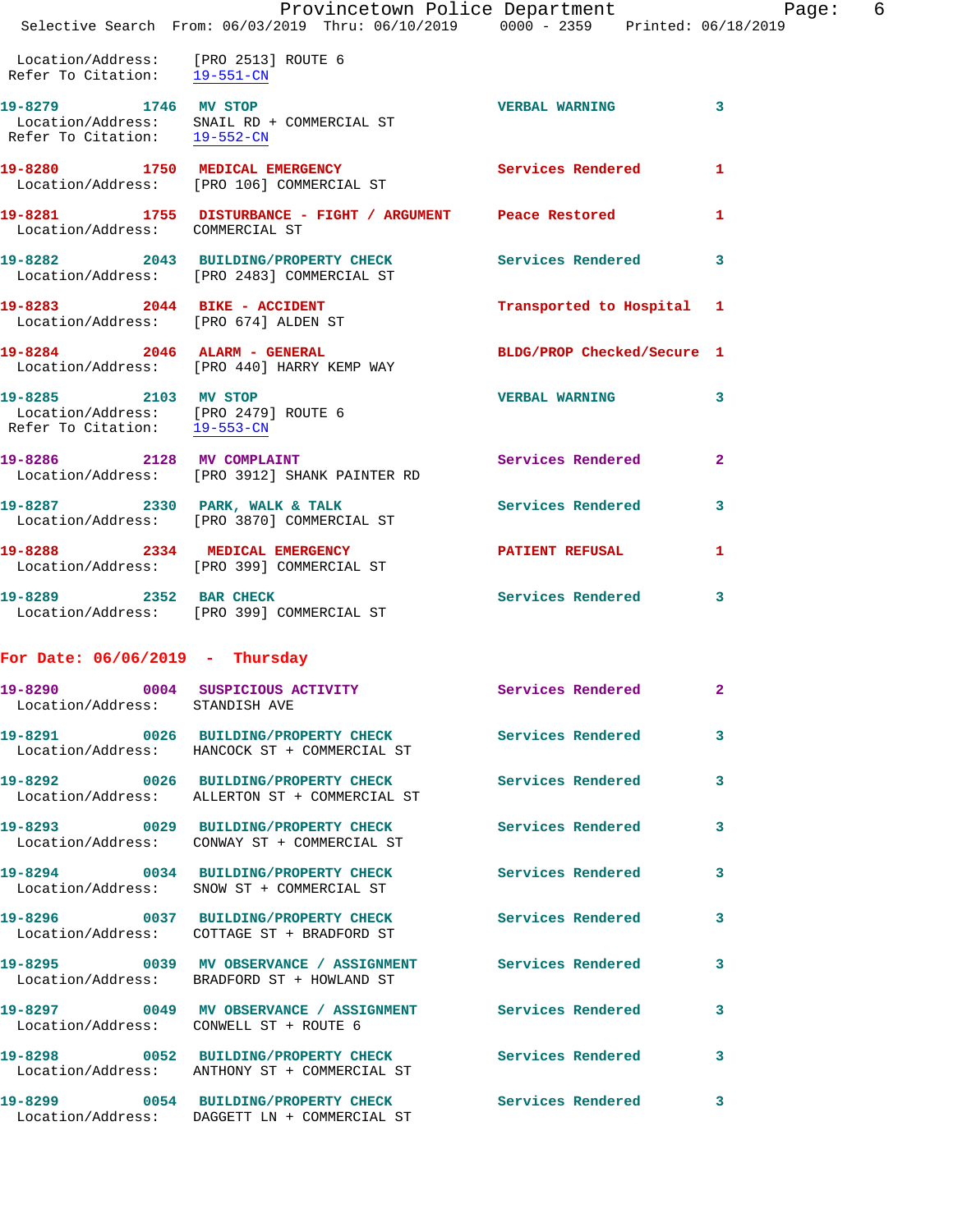Location/Address: [PRO 2513] ROUTE 6
Refer To Citation: 19-551-CN

**19-8279 1746 MV STOP** — VERBAL WARNING 3
Location/Address: SNAIL RD + COMMERCIAL ST
Refer To Citation: 19-552-CN

**19-8280 1750 MEDICAL EMERGENCY** — Services Rendered 1
Location/Address: [PRO 106] COMMERCIAL ST

**19-8281 1755 DISTURBANCE - FIGHT / ARGUMENT** — Peace Restored 1
Location/Address: COMMERCIAL ST

**19-8282 2043 BUILDING/PROPERTY CHECK** — Services Rendered 3
Location/Address: [PRO 2483] COMMERCIAL ST

**19-8283 2044 BIKE - ACCIDENT** — Transported to Hospital 1
Location/Address: [PRO 674] ALDEN ST

**19-8284 2046 ALARM - GENERAL** — BLDG/PROP Checked/Secure 1
Location/Address: [PRO 440] HARRY KEMP WAY

**19-8285 2103 MV STOP** — VERBAL WARNING 3
Location/Address: [PRO 2479] ROUTE 6
Refer To Citation: 19-553-CN

**19-8286 2128 MV COMPLAINT** — Services Rendered 2
Location/Address: [PRO 3912] SHANK PAINTER RD

**19-8287 2330 PARK, WALK & TALK** — Services Rendered 3
Location/Address: [PRO 3870] COMMERCIAL ST

**19-8288 2334 MEDICAL EMERGENCY** — PATIENT REFUSAL 1
Location/Address: [PRO 399] COMMERCIAL ST

**19-8289 2352 BAR CHECK** — Services Rendered 3
Location/Address: [PRO 399] COMMERCIAL ST

## For Date: 06/06/2019 - Thursday

**19-8290 0004 SUSPICIOUS ACTIVITY** — Services Rendered 2
Location/Address: STANDISH AVE

**19-8291 0026 BUILDING/PROPERTY CHECK** — Services Rendered 3
Location/Address: HANCOCK ST + COMMERCIAL ST

**19-8292 0026 BUILDING/PROPERTY CHECK** — Services Rendered 3
Location/Address: ALLERTON ST + COMMERCIAL ST

**19-8293 0029 BUILDING/PROPERTY CHECK** — Services Rendered 3
Location/Address: CONWAY ST + COMMERCIAL ST

**19-8294 0034 BUILDING/PROPERTY CHECK** — Services Rendered 3
Location/Address: SNOW ST + COMMERCIAL ST

**19-8296 0037 BUILDING/PROPERTY CHECK** — Services Rendered 3
Location/Address: COTTAGE ST + BRADFORD ST

**19-8295 0039 MV OBSERVANCE / ASSIGNMENT** — Services Rendered 3
Location/Address: BRADFORD ST + HOWLAND ST

**19-8297 0049 MV OBSERVANCE / ASSIGNMENT** — Services Rendered 3
Location/Address: CONWELL ST + ROUTE 6

**19-8298 0052 BUILDING/PROPERTY CHECK** — Services Rendered 3
Location/Address: ANTHONY ST + COMMERCIAL ST

**19-8299 0054 BUILDING/PROPERTY CHECK** — Services Rendered 3
Location/Address: DAGGETT LN + COMMERCIAL ST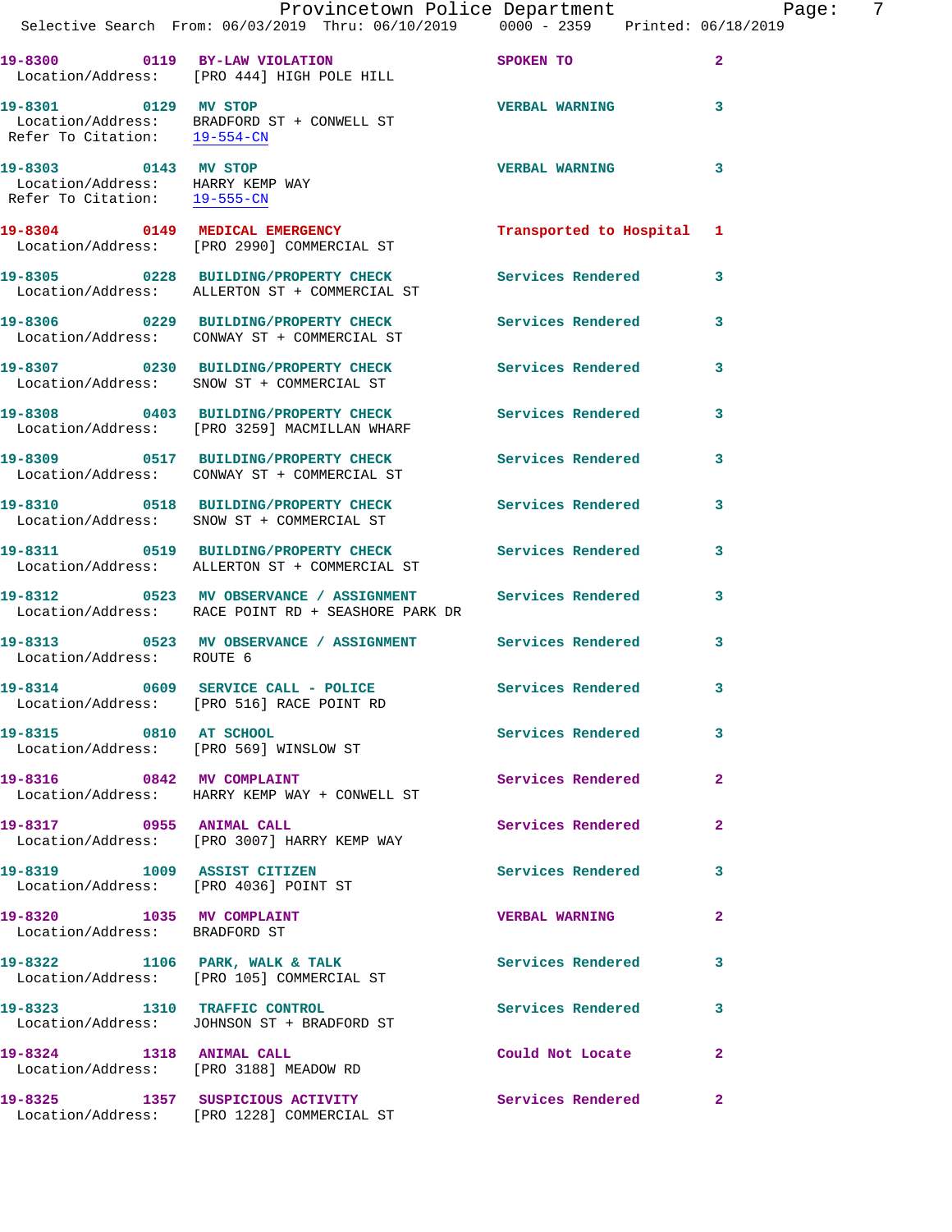| Call Number | Time | Call Reason | Action | Priority |
|---|---|---|---|---|
| 19-8300 | 0119 | BY-LAW VIOLATION | SPOKEN TO | 2 |
| Location/Address: [PRO 444] HIGH POLE HILL | | | | |
| 19-8301 | 0129 | MV STOP | VERBAL WARNING | 3 |
| Location/Address: BRADFORD ST + CONWELL ST | | | | |
| Refer To Citation: 19-554-CN | | | | |
| 19-8303 | 0143 | MV STOP | VERBAL WARNING | 3 |
| Location/Address: HARRY KEMP WAY | | | | |
| Refer To Citation: 19-555-CN | | | | |
| 19-8304 | 0149 | MEDICAL EMERGENCY | Transported to Hospital | 1 |
| Location/Address: [PRO 2990] COMMERCIAL ST | | | | |
| 19-8305 | 0228 | BUILDING/PROPERTY CHECK | Services Rendered | 3 |
| Location/Address: ALLERTON ST + COMMERCIAL ST | | | | |
| 19-8306 | 0229 | BUILDING/PROPERTY CHECK | Services Rendered | 3 |
| Location/Address: CONWAY ST + COMMERCIAL ST | | | | |
| 19-8307 | 0230 | BUILDING/PROPERTY CHECK | Services Rendered | 3 |
| Location/Address: SNOW ST + COMMERCIAL ST | | | | |
| 19-8308 | 0403 | BUILDING/PROPERTY CHECK | Services Rendered | 3 |
| Location/Address: [PRO 3259] MACMILLAN WHARF | | | | |
| 19-8309 | 0517 | BUILDING/PROPERTY CHECK | Services Rendered | 3 |
| Location/Address: CONWAY ST + COMMERCIAL ST | | | | |
| 19-8310 | 0518 | BUILDING/PROPERTY CHECK | Services Rendered | 3 |
| Location/Address: SNOW ST + COMMERCIAL ST | | | | |
| 19-8311 | 0519 | BUILDING/PROPERTY CHECK | Services Rendered | 3 |
| Location/Address: ALLERTON ST + COMMERCIAL ST | | | | |
| 19-8312 | 0523 | MV OBSERVANCE / ASSIGNMENT | Services Rendered | 3 |
| Location/Address: RACE POINT RD + SEASHORE PARK DR | | | | |
| 19-8313 | 0523 | MV OBSERVANCE / ASSIGNMENT | Services Rendered | 3 |
| Location/Address: ROUTE 6 | | | | |
| 19-8314 | 0609 | SERVICE CALL - POLICE | Services Rendered | 3 |
| Location/Address: [PRO 516] RACE POINT RD | | | | |
| 19-8315 | 0810 | AT SCHOOL | Services Rendered | 3 |
| Location/Address: [PRO 569] WINSLOW ST | | | | |
| 19-8316 | 0842 | MV COMPLAINT | Services Rendered | 2 |
| Location/Address: HARRY KEMP WAY + CONWELL ST | | | | |
| 19-8317 | 0955 | ANIMAL CALL | Services Rendered | 2 |
| Location/Address: [PRO 3007] HARRY KEMP WAY | | | | |
| 19-8319 | 1009 | ASSIST CITIZEN | Services Rendered | 3 |
| Location/Address: [PRO 4036] POINT ST | | | | |
| 19-8320 | 1035 | MV COMPLAINT | VERBAL WARNING | 2 |
| Location/Address: BRADFORD ST | | | | |
| 19-8322 | 1106 | PARK, WALK & TALK | Services Rendered | 3 |
| Location/Address: [PRO 105] COMMERCIAL ST | | | | |
| 19-8323 | 1310 | TRAFFIC CONTROL | Services Rendered | 3 |
| Location/Address: JOHNSON ST + BRADFORD ST | | | | |
| 19-8324 | 1318 | ANIMAL CALL | Could Not Locate | 2 |
| Location/Address: [PRO 3188] MEADOW RD | | | | |
| 19-8325 | 1357 | SUSPICIOUS ACTIVITY | Services Rendered | 2 |
| Location/Address: [PRO 1228] COMMERCIAL ST | | | | |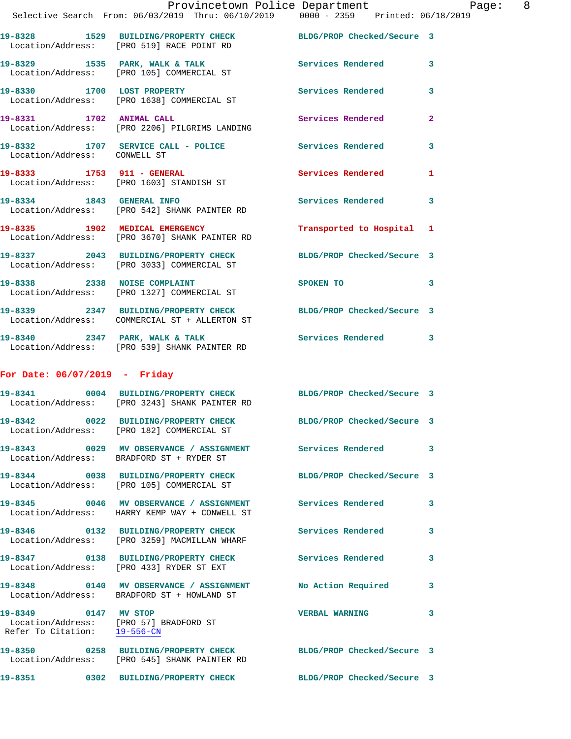19-8328 1529 BUILDING/PROPERTY CHECK BLDG/PROP Checked/Secure 3
Location/Address: [PRO 519] RACE POINT RD

19-8329 1535 PARK, WALK & TALK Services Rendered 3
Location/Address: [PRO 105] COMMERCIAL ST

19-8330 1700 LOST PROPERTY Services Rendered 3
Location/Address: [PRO 1638] COMMERCIAL ST

19-8331 1702 ANIMAL CALL Services Rendered 2
Location/Address: [PRO 2206] PILGRIMS LANDING

19-8332 1707 SERVICE CALL - POLICE Services Rendered 3
Location/Address: CONWELL ST

19-8333 1753 911 - GENERAL Services Rendered 1
Location/Address: [PRO 1603] STANDISH ST

19-8334 1843 GENERAL INFO Services Rendered 3
Location/Address: [PRO 542] SHANK PAINTER RD

19-8335 1902 MEDICAL EMERGENCY Transported to Hospital 1
Location/Address: [PRO 3670] SHANK PAINTER RD

19-8337 2043 BUILDING/PROPERTY CHECK BLDG/PROP Checked/Secure 3
Location/Address: [PRO 3033] COMMERCIAL ST

19-8338 2338 NOISE COMPLAINT SPOKEN TO 3
Location/Address: [PRO 1327] COMMERCIAL ST

19-8339 2347 BUILDING/PROPERTY CHECK BLDG/PROP Checked/Secure 3
Location/Address: COMMERCIAL ST + ALLERTON ST

19-8340 2347 PARK, WALK & TALK Services Rendered 3
Location/Address: [PRO 539] SHANK PAINTER RD

## For Date: 06/07/2019 - Friday

19-8341 0004 BUILDING/PROPERTY CHECK BLDG/PROP Checked/Secure 3
Location/Address: [PRO 3243] SHANK PAINTER RD

19-8342 0022 BUILDING/PROPERTY CHECK BLDG/PROP Checked/Secure 3
Location/Address: [PRO 182] COMMERCIAL ST

19-8343 0029 MV OBSERVANCE / ASSIGNMENT Services Rendered 3
Location/Address: BRADFORD ST + RYDER ST

19-8344 0038 BUILDING/PROPERTY CHECK BLDG/PROP Checked/Secure 3
Location/Address: [PRO 105] COMMERCIAL ST

19-8345 0046 MV OBSERVANCE / ASSIGNMENT Services Rendered 3
Location/Address: HARRY KEMP WAY + CONWELL ST

19-8346 0132 BUILDING/PROPERTY CHECK Services Rendered 3
Location/Address: [PRO 3259] MACMILLAN WHARF

19-8347 0138 BUILDING/PROPERTY CHECK Services Rendered 3
Location/Address: [PRO 433] RYDER ST EXT

19-8348 0140 MV OBSERVANCE / ASSIGNMENT No Action Required 3
Location/Address: BRADFORD ST + HOWLAND ST

19-8349 0147 MV STOP VERBAL WARNING 3
Location/Address: [PRO 57] BRADFORD ST
Refer To Citation: 19-556-CN

19-8350 0258 BUILDING/PROPERTY CHECK BLDG/PROP Checked/Secure 3
Location/Address: [PRO 545] SHANK PAINTER RD

19-8351 0302 BUILDING/PROPERTY CHECK BLDG/PROP Checked/Secure 3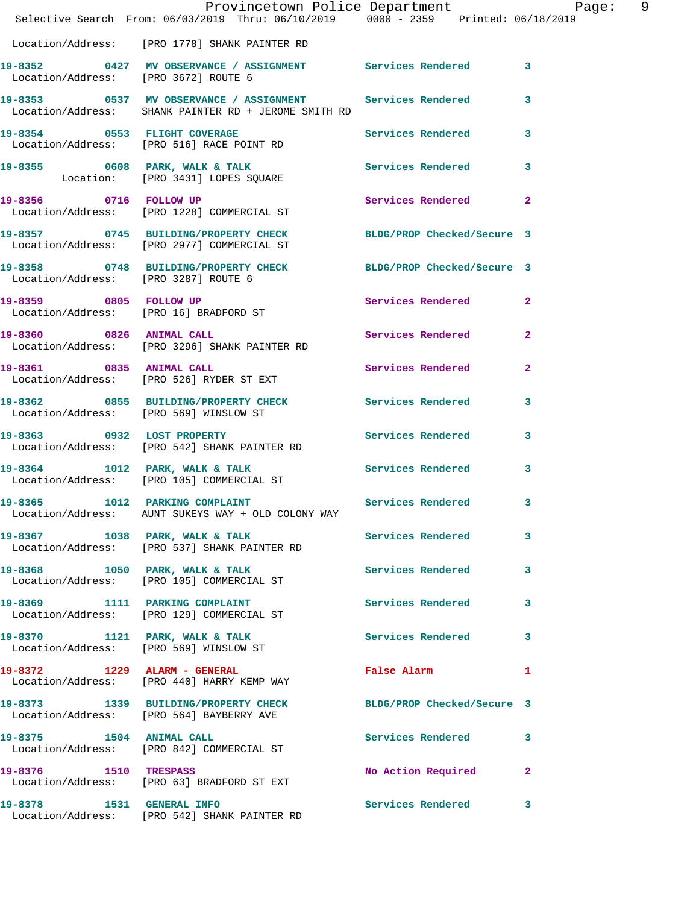Location/Address: [PRO 1778] SHANK PAINTER RD

| Call Number | Time | Call Reason | Action | Priority |
|---|---|---|---|---|
| 19-8352 | 0427 | MV OBSERVANCE / ASSIGNMENT | Services Rendered | 3 |
| Location/Address: [PRO 3672] ROUTE 6 | | | | |
| 19-8353 | 0537 | MV OBSERVANCE / ASSIGNMENT | Services Rendered | 3 |
| Location/Address: SHANK PAINTER RD + JEROME SMITH RD | | | | |
| 19-8354 | 0553 | FLIGHT COVERAGE | Services Rendered | 3 |
| Location/Address: [PRO 516] RACE POINT RD | | | | |
| 19-8355 | 0608 | PARK, WALK & TALK | Services Rendered | 3 |
| Location: [PRO 3431] LOPES SQUARE | | | | |
| 19-8356 | 0716 | FOLLOW UP | Services Rendered | 2 |
| Location/Address: [PRO 1228] COMMERCIAL ST | | | | |
| 19-8357 | 0745 | BUILDING/PROPERTY CHECK | BLDG/PROP Checked/Secure | 3 |
| Location/Address: [PRO 2977] COMMERCIAL ST | | | | |
| 19-8358 | 0748 | BUILDING/PROPERTY CHECK | BLDG/PROP Checked/Secure | 3 |
| Location/Address: [PRO 3287] ROUTE 6 | | | | |
| 19-8359 | 0805 | FOLLOW UP | Services Rendered | 2 |
| Location/Address: [PRO 16] BRADFORD ST | | | | |
| 19-8360 | 0826 | ANIMAL CALL | Services Rendered | 2 |
| Location/Address: [PRO 3296] SHANK PAINTER RD | | | | |
| 19-8361 | 0835 | ANIMAL CALL | Services Rendered | 2 |
| Location/Address: [PRO 526] RYDER ST EXT | | | | |
| 19-8362 | 0855 | BUILDING/PROPERTY CHECK | Services Rendered | 3 |
| Location/Address: [PRO 569] WINSLOW ST | | | | |
| 19-8363 | 0932 | LOST PROPERTY | Services Rendered | 3 |
| Location/Address: [PRO 542] SHANK PAINTER RD | | | | |
| 19-8364 | 1012 | PARK, WALK & TALK | Services Rendered | 3 |
| Location/Address: [PRO 105] COMMERCIAL ST | | | | |
| 19-8365 | 1012 | PARKING COMPLAINT | Services Rendered | 3 |
| Location/Address: AUNT SUKEYS WAY + OLD COLONY WAY | | | | |
| 19-8367 | 1038 | PARK, WALK & TALK | Services Rendered | 3 |
| Location/Address: [PRO 537] SHANK PAINTER RD | | | | |
| 19-8368 | 1050 | PARK, WALK & TALK | Services Rendered | 3 |
| Location/Address: [PRO 105] COMMERCIAL ST | | | | |
| 19-8369 | 1111 | PARKING COMPLAINT | Services Rendered | 3 |
| Location/Address: [PRO 129] COMMERCIAL ST | | | | |
| 19-8370 | 1121 | PARK, WALK & TALK | Services Rendered | 3 |
| Location/Address: [PRO 569] WINSLOW ST | | | | |
| 19-8372 | 1229 | ALARM - GENERAL | False Alarm | 1 |
| Location/Address: [PRO 440] HARRY KEMP WAY | | | | |
| 19-8373 | 1339 | BUILDING/PROPERTY CHECK | BLDG/PROP Checked/Secure | 3 |
| Location/Address: [PRO 564] BAYBERRY AVE | | | | |
| 19-8375 | 1504 | ANIMAL CALL | Services Rendered | 3 |
| Location/Address: [PRO 842] COMMERCIAL ST | | | | |
| 19-8376 | 1510 | TRESPASS | No Action Required | 2 |
| Location/Address: [PRO 63] BRADFORD ST EXT | | | | |
| 19-8378 | 1531 | GENERAL INFO | Services Rendered | 3 |
| Location/Address: [PRO 542] SHANK PAINTER RD | | | | |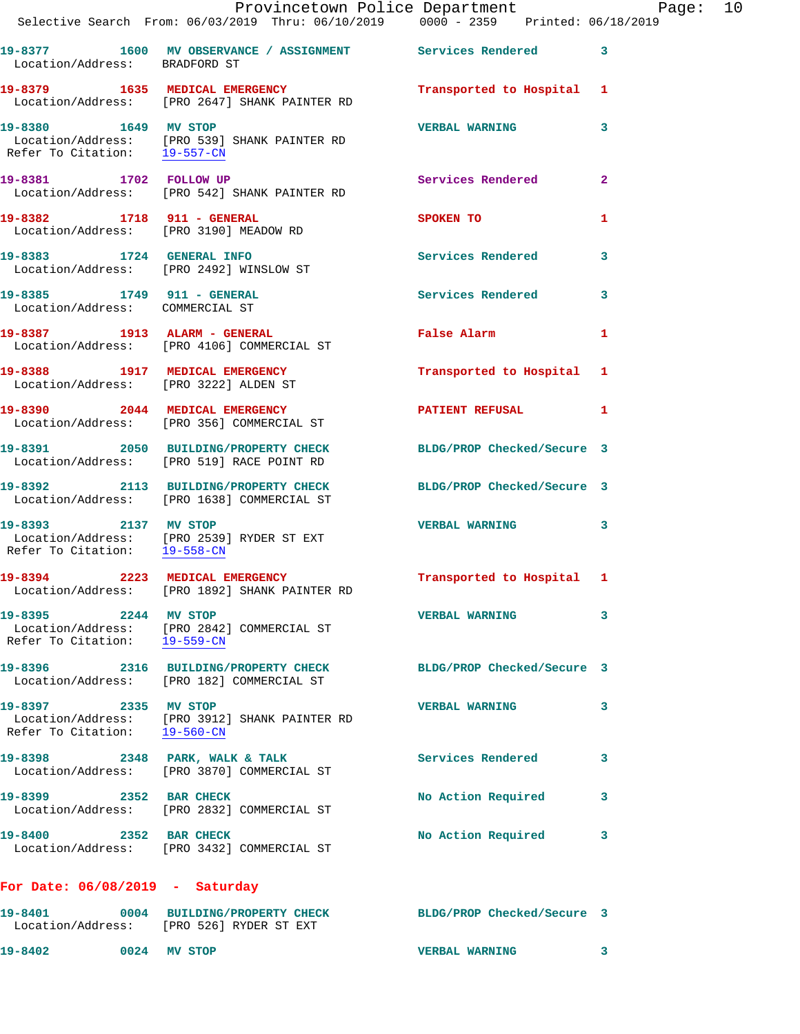19-8377 1600 MV OBSERVANCE / ASSIGNMENT Services Rendered 3
Location/Address: BRADFORD ST

19-8379 1635 MEDICAL EMERGENCY Transported to Hospital 1
Location/Address: [PRO 2647] SHANK PAINTER RD

19-8380 1649 MV STOP VERBAL WARNING 3
Location/Address: [PRO 539] SHANK PAINTER RD
Refer To Citation: 19-557-CN

19-8381 1702 FOLLOW UP Services Rendered 2
Location/Address: [PRO 542] SHANK PAINTER RD

19-8382 1718 911 - GENERAL SPOKEN TO 1
Location/Address: [PRO 3190] MEADOW RD

19-8383 1724 GENERAL INFO Services Rendered 3
Location/Address: [PRO 2492] WINSLOW ST

19-8385 1749 911 - GENERAL Services Rendered 3
Location/Address: COMMERCIAL ST

19-8387 1913 ALARM - GENERAL False Alarm 1
Location/Address: [PRO 4106] COMMERCIAL ST

19-8388 1917 MEDICAL EMERGENCY Transported to Hospital 1
Location/Address: [PRO 3222] ALDEN ST

19-8390 2044 MEDICAL EMERGENCY PATIENT REFUSAL 1
Location/Address: [PRO 356] COMMERCIAL ST

19-8391 2050 BUILDING/PROPERTY CHECK BLDG/PROP Checked/Secure 3
Location/Address: [PRO 519] RACE POINT RD

19-8392 2113 BUILDING/PROPERTY CHECK BLDG/PROP Checked/Secure 3
Location/Address: [PRO 1638] COMMERCIAL ST

19-8393 2137 MV STOP VERBAL WARNING 3
Location/Address: [PRO 2539] RYDER ST EXT
Refer To Citation: 19-558-CN

19-8394 2223 MEDICAL EMERGENCY Transported to Hospital 1
Location/Address: [PRO 1892] SHANK PAINTER RD

19-8395 2244 MV STOP VERBAL WARNING 3
Location/Address: [PRO 2842] COMMERCIAL ST
Refer To Citation: 19-559-CN

19-8396 2316 BUILDING/PROPERTY CHECK BLDG/PROP Checked/Secure 3
Location/Address: [PRO 182] COMMERCIAL ST

19-8397 2335 MV STOP VERBAL WARNING 3
Location/Address: [PRO 3912] SHANK PAINTER RD
Refer To Citation: 19-560-CN

19-8398 2348 PARK, WALK & TALK Services Rendered 3
Location/Address: [PRO 3870] COMMERCIAL ST

19-8399 2352 BAR CHECK No Action Required 3
Location/Address: [PRO 2832] COMMERCIAL ST

19-8400 2352 BAR CHECK No Action Required 3
Location/Address: [PRO 3432] COMMERCIAL ST

**For Date: 06/08/2019 - Saturday**

19-8401 0004 BUILDING/PROPERTY CHECK BLDG/PROP Checked/Secure 3
Location/Address: [PRO 526] RYDER ST EXT

19-8402 0024 MV STOP VERBAL WARNING 3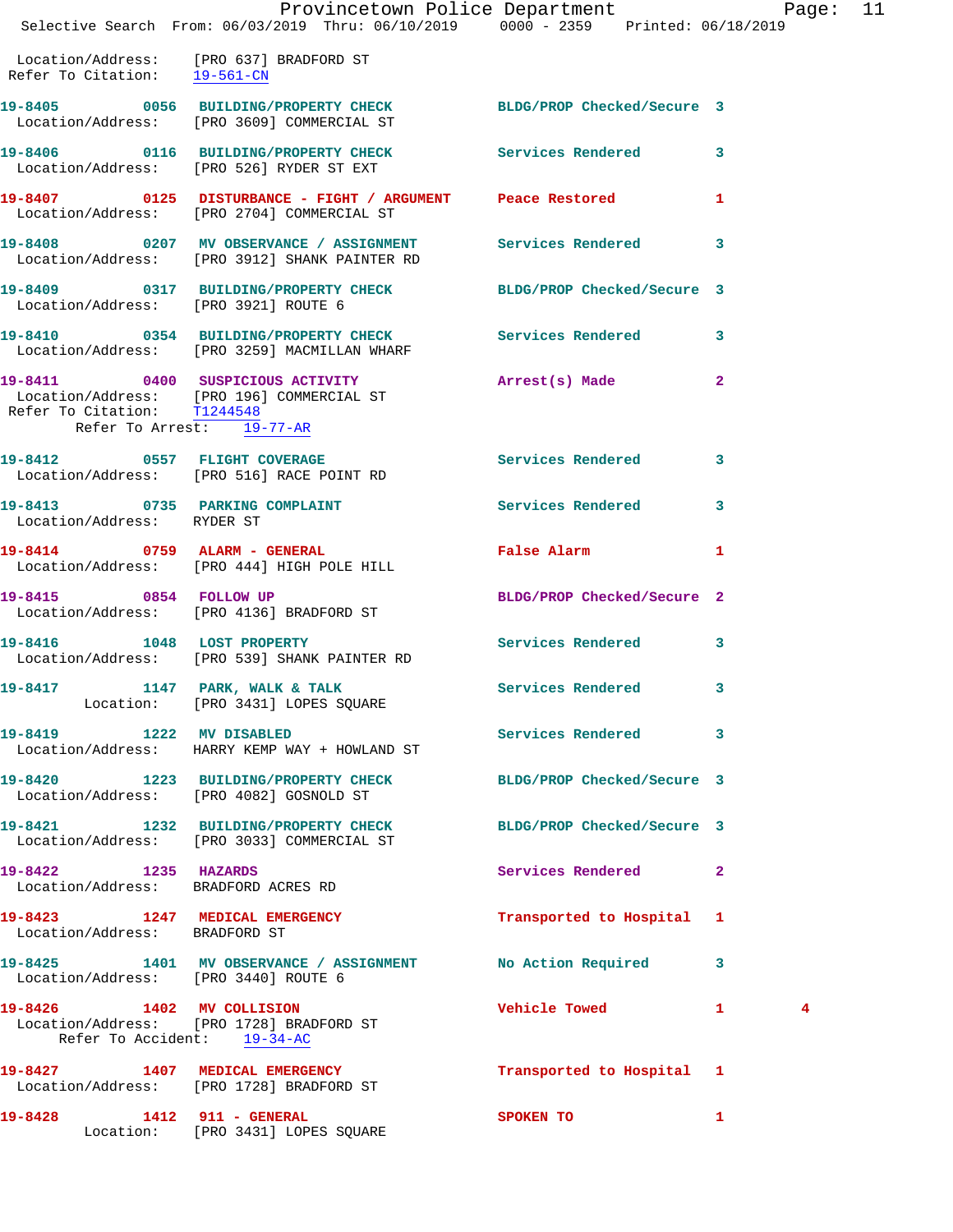Location/Address: [PRO 637] BRADFORD ST
Refer To Citation: 19-561-CN

**19-8405 0056 BUILDING/PROPERTY CHECK** BLDG/PROP Checked/Secure 3
Location/Address: [PRO 3609] COMMERCIAL ST

**19-8406 0116 BUILDING/PROPERTY CHECK** Services Rendered 3
Location/Address: [PRO 526] RYDER ST EXT

**19-8407 0125 DISTURBANCE - FIGHT / ARGUMENT** Peace Restored 1
Location/Address: [PRO 2704] COMMERCIAL ST

**19-8408 0207 MV OBSERVANCE / ASSIGNMENT** Services Rendered 3
Location/Address: [PRO 3912] SHANK PAINTER RD

**19-8409 0317 BUILDING/PROPERTY CHECK** BLDG/PROP Checked/Secure 3
Location/Address: [PRO 3921] ROUTE 6

**19-8410 0354 BUILDING/PROPERTY CHECK** Services Rendered 3
Location/Address: [PRO 3259] MACMILLAN WHARF

**19-8411 0400 SUSPICIOUS ACTIVITY** Arrest(s) Made 2
Location/Address: [PRO 196] COMMERCIAL ST
Refer To Citation: T1244548
Refer To Arrest: 19-77-AR

**19-8412 0557 FLIGHT COVERAGE** Services Rendered 3
Location/Address: [PRO 516] RACE POINT RD

**19-8413 0735 PARKING COMPLAINT** Services Rendered 3
Location/Address: RYDER ST

**19-8414 0759 ALARM - GENERAL** False Alarm 1
Location/Address: [PRO 444] HIGH POLE HILL

**19-8415 0854 FOLLOW UP** BLDG/PROP Checked/Secure 2
Location/Address: [PRO 4136] BRADFORD ST

**19-8416 1048 LOST PROPERTY** Services Rendered 3
Location/Address: [PRO 539] SHANK PAINTER RD

**19-8417 1147 PARK, WALK & TALK** Services Rendered 3
Location: [PRO 3431] LOPES SQUARE

**19-8419 1222 MV DISABLED** Services Rendered 3
Location/Address: HARRY KEMP WAY + HOWLAND ST

**19-8420 1223 BUILDING/PROPERTY CHECK** BLDG/PROP Checked/Secure 3
Location/Address: [PRO 4082] GOSNOLD ST

**19-8421 1232 BUILDING/PROPERTY CHECK** BLDG/PROP Checked/Secure 3
Location/Address: [PRO 3033] COMMERCIAL ST

**19-8422 1235 HAZARDS** Services Rendered 2
Location/Address: BRADFORD ACRES RD

**19-8423 1247 MEDICAL EMERGENCY** Transported to Hospital 1
Location/Address: BRADFORD ST

**19-8425 1401 MV OBSERVANCE / ASSIGNMENT** No Action Required 3
Location/Address: [PRO 3440] ROUTE 6

**19-8426 1402 MV COLLISION** Vehicle Towed 1 4
Location/Address: [PRO 1728] BRADFORD ST
Refer To Accident: 19-34-AC

**19-8427 1407 MEDICAL EMERGENCY** Transported to Hospital 1
Location/Address: [PRO 1728] BRADFORD ST

**19-8428 1412 911 - GENERAL** SPOKEN TO 1
Location: [PRO 3431] LOPES SQUARE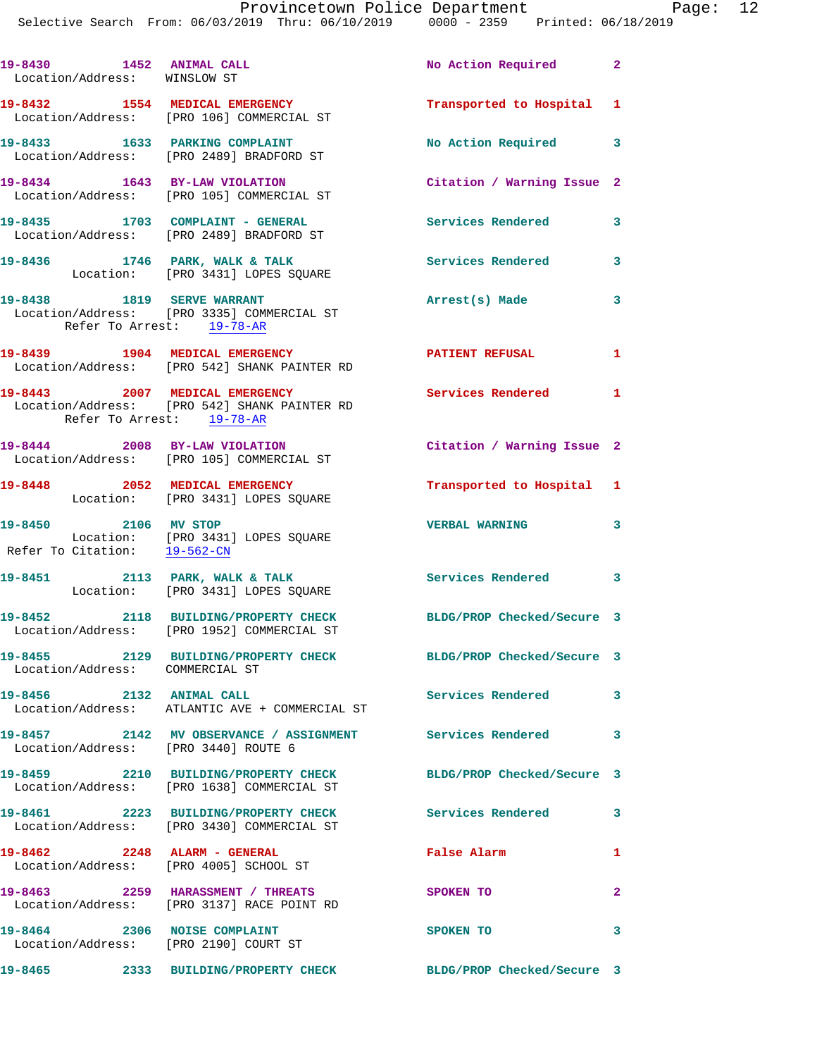19-8430 1452 ANIMAL CALL No Action Required 2
Location/Address: WINSLOW ST

19-8432 1554 MEDICAL EMERGENCY Transported to Hospital 1
Location/Address: [PRO 106] COMMERCIAL ST

19-8433 1633 PARKING COMPLAINT No Action Required 3
Location/Address: [PRO 2489] BRADFORD ST

19-8434 1643 BY-LAW VIOLATION Citation / Warning Issue 2
Location/Address: [PRO 105] COMMERCIAL ST

19-8435 1703 COMPLAINT - GENERAL Services Rendered 3
Location/Address: [PRO 2489] BRADFORD ST

19-8436 1746 PARK, WALK & TALK Services Rendered 3
Location: [PRO 3431] LOPES SQUARE

19-8438 1819 SERVE WARRANT Arrest(s) Made 3
Location/Address: [PRO 3335] COMMERCIAL ST
Refer To Arrest: 19-78-AR

19-8439 1904 MEDICAL EMERGENCY PATIENT REFUSAL 1
Location/Address: [PRO 542] SHANK PAINTER RD

19-8443 2007 MEDICAL EMERGENCY Services Rendered 1
Location/Address: [PRO 542] SHANK PAINTER RD
Refer To Arrest: 19-78-AR

19-8444 2008 BY-LAW VIOLATION Citation / Warning Issue 2
Location/Address: [PRO 105] COMMERCIAL ST

19-8448 2052 MEDICAL EMERGENCY Transported to Hospital 1
Location: [PRO 3431] LOPES SQUARE

19-8450 2106 MV STOP VERBAL WARNING 3
Location: [PRO 3431] LOPES SQUARE
Refer To Citation: 19-562-CN

19-8451 2113 PARK, WALK & TALK Services Rendered 3
Location: [PRO 3431] LOPES SQUARE

19-8452 2118 BUILDING/PROPERTY CHECK BLDG/PROP Checked/Secure 3
Location/Address: [PRO 1952] COMMERCIAL ST

19-8455 2129 BUILDING/PROPERTY CHECK BLDG/PROP Checked/Secure 3
Location/Address: COMMERCIAL ST

19-8456 2132 ANIMAL CALL Services Rendered 3
Location/Address: ATLANTIC AVE + COMMERCIAL ST

19-8457 2142 MV OBSERVANCE / ASSIGNMENT Services Rendered 3
Location/Address: [PRO 3440] ROUTE 6

19-8459 2210 BUILDING/PROPERTY CHECK BLDG/PROP Checked/Secure 3
Location/Address: [PRO 1638] COMMERCIAL ST

19-8461 2223 BUILDING/PROPERTY CHECK Services Rendered 3
Location/Address: [PRO 3430] COMMERCIAL ST

19-8462 2248 ALARM - GENERAL False Alarm 1
Location/Address: [PRO 4005] SCHOOL ST

19-8463 2259 HARASSMENT / THREATS SPOKEN TO 2
Location/Address: [PRO 3137] RACE POINT RD

19-8464 2306 NOISE COMPLAINT SPOKEN TO 3
Location/Address: [PRO 2190] COURT ST

19-8465 2333 BUILDING/PROPERTY CHECK BLDG/PROP Checked/Secure 3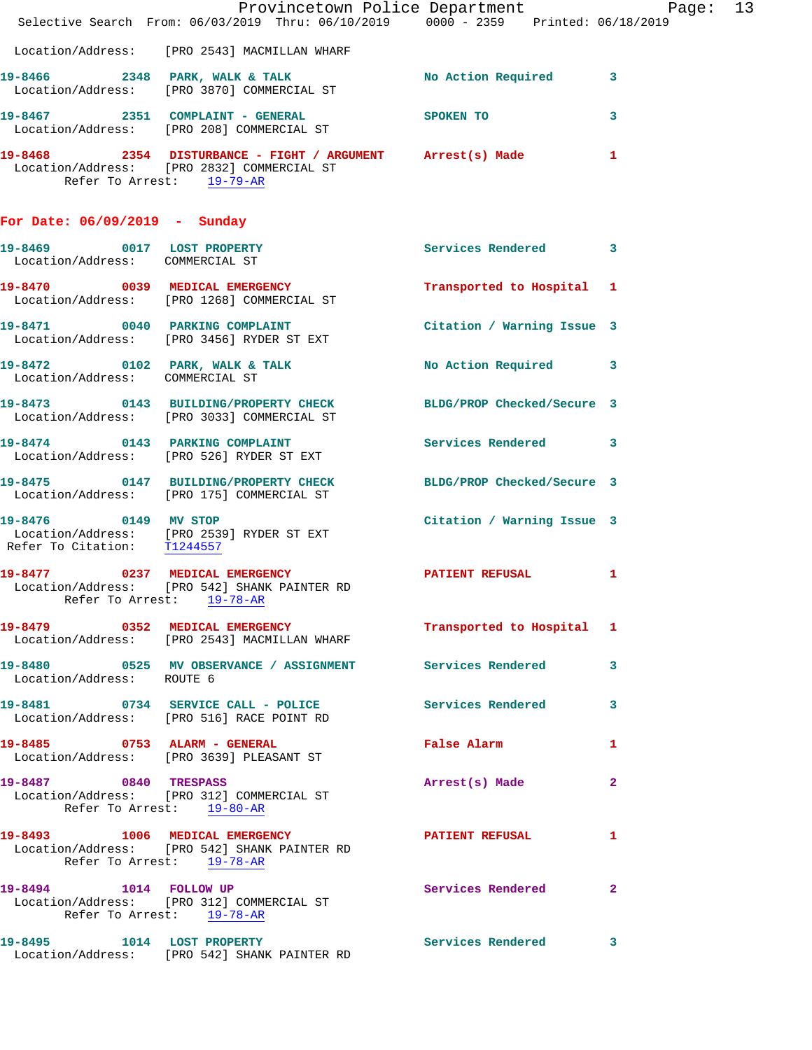Location/Address: [PRO 2543] MACMILLAN WHARF

**19-8466** 2348 PARK, WALK & TALK — No Action Required — 3
Location/Address: [PRO 3870] COMMERCIAL ST

**19-8467** 2351 COMPLAINT - GENERAL — SPOKEN TO — 3
Location/Address: [PRO 208] COMMERCIAL ST

**19-8468** 2354 DISTURBANCE - FIGHT / ARGUMENT — Arrest(s) Made — 1
Location/Address: [PRO 2832] COMMERCIAL ST
Refer To Arrest: 19-79-AR

## For Date: 06/09/2019 - Sunday

**19-8469** 0017 LOST PROPERTY — Services Rendered — 3
Location/Address: COMMERCIAL ST

**19-8470** 0039 MEDICAL EMERGENCY — Transported to Hospital — 1
Location/Address: [PRO 1268] COMMERCIAL ST

**19-8471** 0040 PARKING COMPLAINT — Citation / Warning Issue — 3
Location/Address: [PRO 3456] RYDER ST EXT

**19-8472** 0102 PARK, WALK & TALK — No Action Required — 3
Location/Address: COMMERCIAL ST

**19-8473** 0143 BUILDING/PROPERTY CHECK — BLDG/PROP Checked/Secure — 3
Location/Address: [PRO 3033] COMMERCIAL ST

**19-8474** 0143 PARKING COMPLAINT — Services Rendered — 3
Location/Address: [PRO 526] RYDER ST EXT

**19-8475** 0147 BUILDING/PROPERTY CHECK — BLDG/PROP Checked/Secure — 3
Location/Address: [PRO 175] COMMERCIAL ST

**19-8476** 0149 MV STOP — Citation / Warning Issue — 3
Location/Address: [PRO 2539] RYDER ST EXT
Refer To Citation: T1244557

**19-8477** 0237 MEDICAL EMERGENCY — PATIENT REFUSAL — 1
Location/Address: [PRO 542] SHANK PAINTER RD
Refer To Arrest: 19-78-AR

**19-8479** 0352 MEDICAL EMERGENCY — Transported to Hospital — 1
Location/Address: [PRO 2543] MACMILLAN WHARF

**19-8480** 0525 MV OBSERVANCE / ASSIGNMENT — Services Rendered — 3
Location/Address: ROUTE 6

**19-8481** 0734 SERVICE CALL - POLICE — Services Rendered — 3
Location/Address: [PRO 516] RACE POINT RD

**19-8485** 0753 ALARM - GENERAL — False Alarm — 1
Location/Address: [PRO 3639] PLEASANT ST

**19-8487** 0840 TRESPASS — Arrest(s) Made — 2
Location/Address: [PRO 312] COMMERCIAL ST
Refer To Arrest: 19-80-AR

**19-8493** 1006 MEDICAL EMERGENCY — PATIENT REFUSAL — 1
Location/Address: [PRO 542] SHANK PAINTER RD
Refer To Arrest: 19-78-AR

**19-8494** 1014 FOLLOW UP — Services Rendered — 2
Location/Address: [PRO 312] COMMERCIAL ST
Refer To Arrest: 19-78-AR

**19-8495** 1014 LOST PROPERTY — Services Rendered — 3
Location/Address: [PRO 542] SHANK PAINTER RD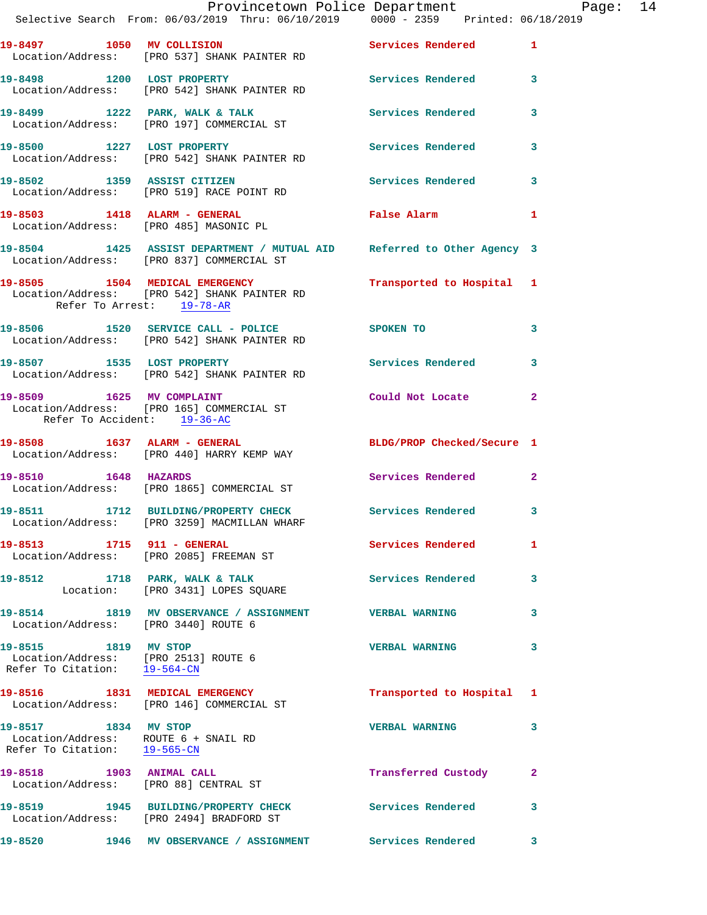19-8497 1050 MV COLLISION Services Rendered 1
Location/Address: [PRO 537] SHANK PAINTER RD

19-8498 1200 LOST PROPERTY Services Rendered 3
Location/Address: [PRO 542] SHANK PAINTER RD

19-8499 1222 PARK, WALK & TALK Services Rendered 3
Location/Address: [PRO 197] COMMERCIAL ST

19-8500 1227 LOST PROPERTY Services Rendered 3
Location/Address: [PRO 542] SHANK PAINTER RD

19-8502 1359 ASSIST CITIZEN Services Rendered 3
Location/Address: [PRO 519] RACE POINT RD

19-8503 1418 ALARM - GENERAL False Alarm 1
Location/Address: [PRO 485] MASONIC PL

19-8504 1425 ASSIST DEPARTMENT / MUTUAL AID Referred to Other Agency 3
Location/Address: [PRO 837] COMMERCIAL ST

19-8505 1504 MEDICAL EMERGENCY Transported to Hospital 1
Location/Address: [PRO 542] SHANK PAINTER RD
Refer To Arrest: 19-78-AR

19-8506 1520 SERVICE CALL - POLICE SPOKEN TO 3
Location/Address: [PRO 542] SHANK PAINTER RD

19-8507 1535 LOST PROPERTY Services Rendered 3
Location/Address: [PRO 542] SHANK PAINTER RD

19-8509 1625 MV COMPLAINT Could Not Locate 2
Location/Address: [PRO 165] COMMERCIAL ST
Refer To Accident: 19-36-AC

19-8508 1637 ALARM - GENERAL BLDG/PROP Checked/Secure 1
Location/Address: [PRO 440] HARRY KEMP WAY

19-8510 1648 HAZARDS Services Rendered 2
Location/Address: [PRO 1865] COMMERCIAL ST

19-8511 1712 BUILDING/PROPERTY CHECK Services Rendered 3
Location/Address: [PRO 3259] MACMILLAN WHARF

19-8513 1715 911 - GENERAL Services Rendered 1
Location/Address: [PRO 2085] FREEMAN ST

19-8512 1718 PARK, WALK & TALK Services Rendered 3
Location: [PRO 3431] LOPES SQUARE

19-8514 1819 MV OBSERVANCE / ASSIGNMENT VERBAL WARNING 3
Location/Address: [PRO 3440] ROUTE 6

19-8515 1819 MV STOP VERBAL WARNING 3
Location/Address: [PRO 2513] ROUTE 6
Refer To Citation: 19-564-CN

19-8516 1831 MEDICAL EMERGENCY Transported to Hospital 1
Location/Address: [PRO 146] COMMERCIAL ST

19-8517 1834 MV STOP VERBAL WARNING 3
Location/Address: ROUTE 6 + SNAIL RD
Refer To Citation: 19-565-CN

19-8518 1903 ANIMAL CALL Transferred Custody 2
Location/Address: [PRO 88] CENTRAL ST

19-8519 1945 BUILDING/PROPERTY CHECK Services Rendered 3
Location/Address: [PRO 2494] BRADFORD ST

19-8520 1946 MV OBSERVANCE / ASSIGNMENT Services Rendered 3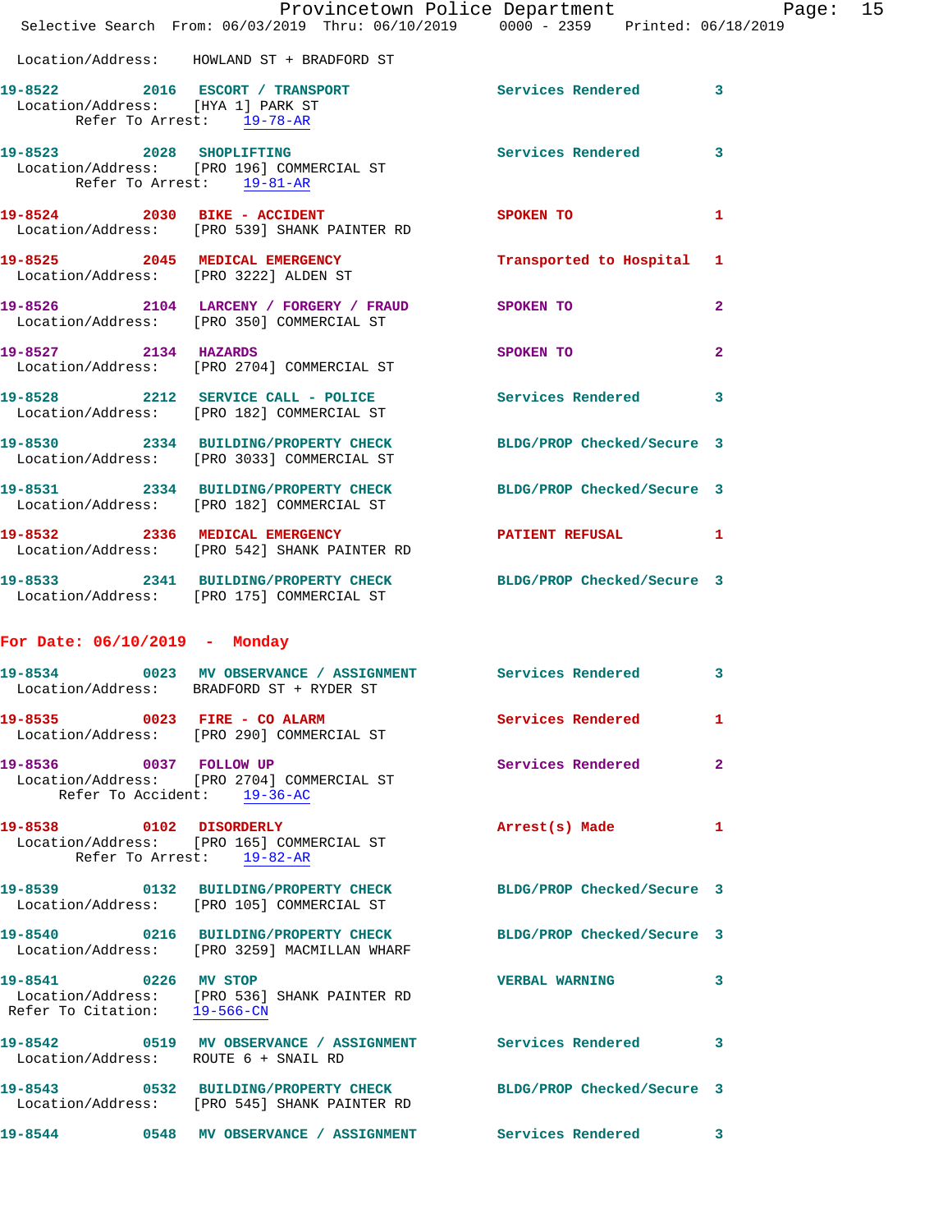Location/Address: HOWLAND ST + BRADFORD ST

**19-8522** 2016 **ESCORT / TRANSPORT** Services Rendered 3
Location/Address: [HYA 1] PARK ST
Refer To Arrest: 19-78-AR

**19-8523** 2028 **SHOPLIFTING** Services Rendered 3
Location/Address: [PRO 196] COMMERCIAL ST
Refer To Arrest: 19-81-AR

**19-8524** 2030 **BIKE - ACCIDENT** SPOKEN TO 1
Location/Address: [PRO 539] SHANK PAINTER RD

**19-8525** 2045 **MEDICAL EMERGENCY** Transported to Hospital 1
Location/Address: [PRO 3222] ALDEN ST

**19-8526** 2104 **LARCENY / FORGERY / FRAUD** SPOKEN TO 2
Location/Address: [PRO 350] COMMERCIAL ST

**19-8527** 2134 **HAZARDS** SPOKEN TO 2
Location/Address: [PRO 2704] COMMERCIAL ST

**19-8528** 2212 **SERVICE CALL - POLICE** Services Rendered 3
Location/Address: [PRO 182] COMMERCIAL ST

**19-8530** 2334 **BUILDING/PROPERTY CHECK** BLDG/PROP Checked/Secure 3
Location/Address: [PRO 3033] COMMERCIAL ST

**19-8531** 2334 **BUILDING/PROPERTY CHECK** BLDG/PROP Checked/Secure 3
Location/Address: [PRO 182] COMMERCIAL ST

**19-8532** 2336 **MEDICAL EMERGENCY** PATIENT REFUSAL 1
Location/Address: [PRO 542] SHANK PAINTER RD

**19-8533** 2341 **BUILDING/PROPERTY CHECK** BLDG/PROP Checked/Secure 3
Location/Address: [PRO 175] COMMERCIAL ST

## For Date: 06/10/2019 - Monday

**19-8534** 0023 **MV OBSERVANCE / ASSIGNMENT** Services Rendered 3
Location/Address: BRADFORD ST + RYDER ST

**19-8535** 0023 **FIRE - CO ALARM** Services Rendered 1
Location/Address: [PRO 290] COMMERCIAL ST

**19-8536** 0037 **FOLLOW UP** Services Rendered 2
Location/Address: [PRO 2704] COMMERCIAL ST
Refer To Accident: 19-36-AC

**19-8538** 0102 **DISORDERLY** Arrest(s) Made 1
Location/Address: [PRO 165] COMMERCIAL ST
Refer To Arrest: 19-82-AR

**19-8539** 0132 **BUILDING/PROPERTY CHECK** BLDG/PROP Checked/Secure 3
Location/Address: [PRO 105] COMMERCIAL ST

**19-8540** 0216 **BUILDING/PROPERTY CHECK** BLDG/PROP Checked/Secure 3
Location/Address: [PRO 3259] MACMILLAN WHARF

**19-8541** 0226 **MV STOP** VERBAL WARNING 3
Location/Address: [PRO 536] SHANK PAINTER RD
Refer To Citation: 19-566-CN

**19-8542** 0519 **MV OBSERVANCE / ASSIGNMENT** Services Rendered 3
Location/Address: ROUTE 6 + SNAIL RD

**19-8543** 0532 **BUILDING/PROPERTY CHECK** BLDG/PROP Checked/Secure 3
Location/Address: [PRO 545] SHANK PAINTER RD

**19-8544** 0548 **MV OBSERVANCE / ASSIGNMENT** Services Rendered 3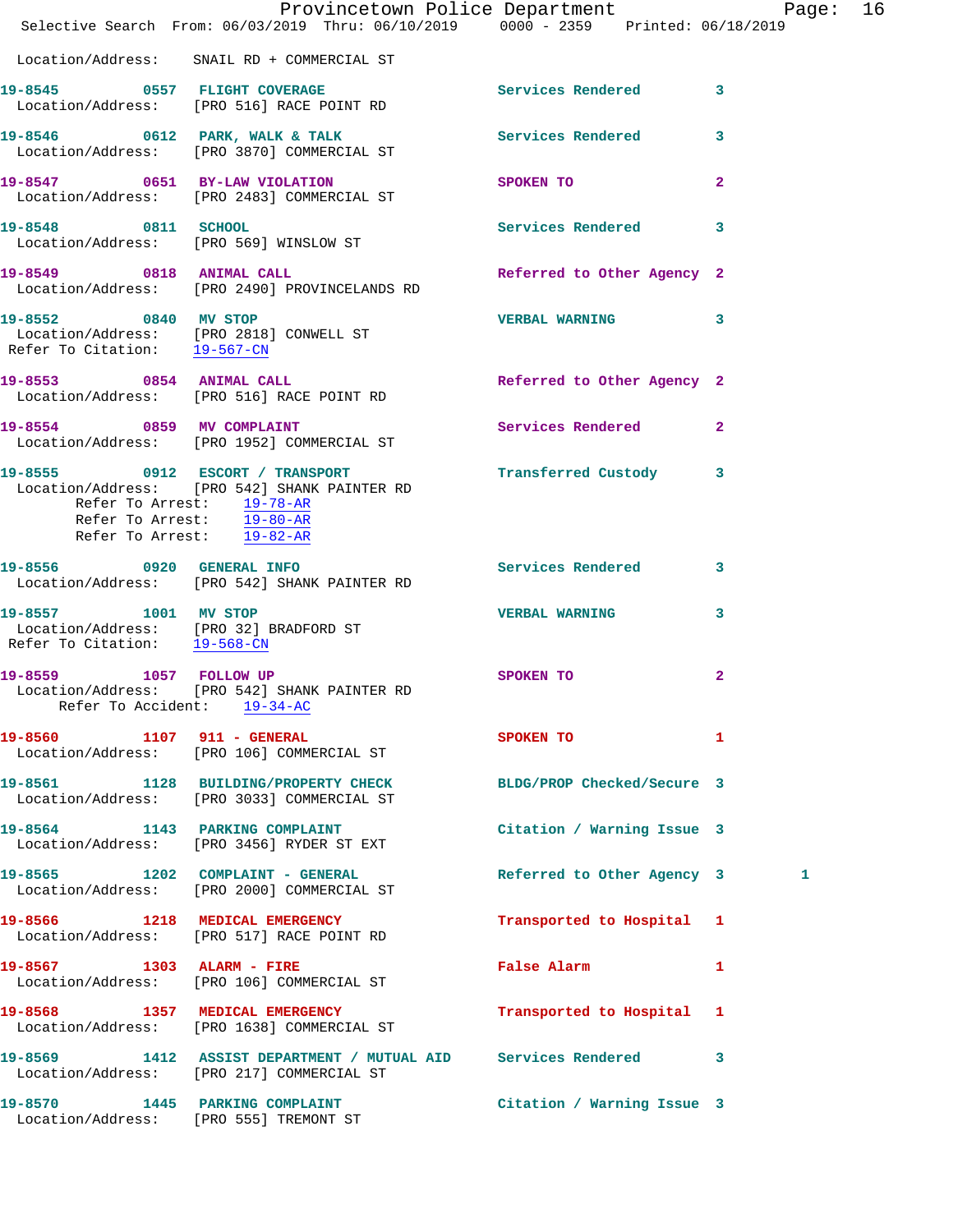Location/Address: SNAIL RD + COMMERCIAL ST

**19-8545 0557 FLIGHT COVERAGE** Services Rendered 3
Location/Address: [PRO 516] RACE POINT RD

**19-8546 0612 PARK, WALK & TALK** Services Rendered 3
Location/Address: [PRO 3870] COMMERCIAL ST

**19-8547 0651 BY-LAW VIOLATION** SPOKEN TO 2
Location/Address: [PRO 2483] COMMERCIAL ST

**19-8548 0811 SCHOOL** Services Rendered 3
Location/Address: [PRO 569] WINSLOW ST

**19-8549 0818 ANIMAL CALL** Referred to Other Agency 2
Location/Address: [PRO 2490] PROVINCELANDS RD

**19-8552 0840 MV STOP** VERBAL WARNING 3
Location/Address: [PRO 2818] CONWELL ST
Refer To Citation: 19-567-CN

**19-8553 0854 ANIMAL CALL** Referred to Other Agency 2
Location/Address: [PRO 516] RACE POINT RD

**19-8554 0859 MV COMPLAINT** Services Rendered 2
Location/Address: [PRO 1952] COMMERCIAL ST

**19-8555 0912 ESCORT / TRANSPORT** Transferred Custody 3
Location/Address: [PRO 542] SHANK PAINTER RD
Refer To Arrest: 19-78-AR
Refer To Arrest: 19-80-AR
Refer To Arrest: 19-82-AR

**19-8556 0920 GENERAL INFO** Services Rendered 3
Location/Address: [PRO 542] SHANK PAINTER RD

**19-8557 1001 MV STOP** VERBAL WARNING 3
Location/Address: [PRO 32] BRADFORD ST
Refer To Citation: 19-568-CN

**19-8559 1057 FOLLOW UP** SPOKEN TO 2
Location/Address: [PRO 542] SHANK PAINTER RD
Refer To Accident: 19-34-AC

**19-8560 1107 911 - GENERAL** SPOKEN TO 1
Location/Address: [PRO 106] COMMERCIAL ST

**19-8561 1128 BUILDING/PROPERTY CHECK** BLDG/PROP Checked/Secure 3
Location/Address: [PRO 3033] COMMERCIAL ST

**19-8564 1143 PARKING COMPLAINT** Citation / Warning Issue 3
Location/Address: [PRO 3456] RYDER ST EXT

**19-8565 1202 COMPLAINT - GENERAL** Referred to Other Agency 3 1
Location/Address: [PRO 2000] COMMERCIAL ST

**19-8566 1218 MEDICAL EMERGENCY** Transported to Hospital 1
Location/Address: [PRO 517] RACE POINT RD

**19-8567 1303 ALARM - FIRE** False Alarm 1
Location/Address: [PRO 106] COMMERCIAL ST

**19-8568 1357 MEDICAL EMERGENCY** Transported to Hospital 1
Location/Address: [PRO 1638] COMMERCIAL ST

**19-8569 1412 ASSIST DEPARTMENT / MUTUAL AID** Services Rendered 3
Location/Address: [PRO 217] COMMERCIAL ST

**19-8570 1445 PARKING COMPLAINT** Citation / Warning Issue 3
Location/Address: [PRO 555] TREMONT ST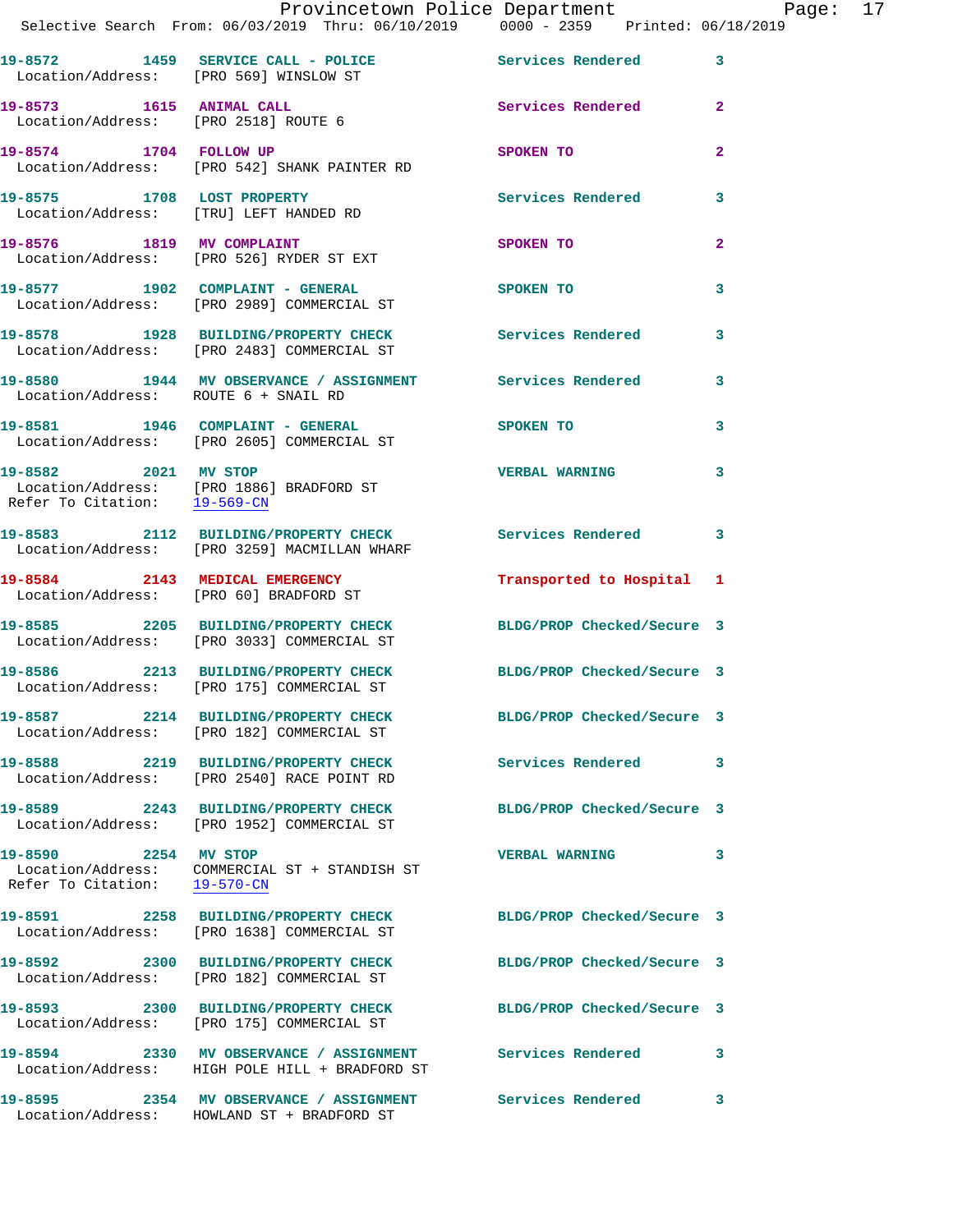| Call Number | Time | Call Reason | Action | Priority |
|---|---|---|---|---|
| 19-8572 | 1459 | SERVICE CALL - POLICE | Services Rendered | 3 |
| Location/Address: [PRO 569] WINSLOW ST | | | | |
| 19-8573 | 1615 | ANIMAL CALL | Services Rendered | 2 |
| Location/Address: [PRO 2518] ROUTE 6 | | | | |
| 19-8574 | 1704 | FOLLOW UP | SPOKEN TO | 2 |
| Location/Address: [PRO 542] SHANK PAINTER RD | | | | |
| 19-8575 | 1708 | LOST PROPERTY | Services Rendered | 3 |
| Location/Address: [TRU] LEFT HANDED RD | | | | |
| 19-8576 | 1819 | MV COMPLAINT | SPOKEN TO | 2 |
| Location/Address: [PRO 526] RYDER ST EXT | | | | |
| 19-8577 | 1902 | COMPLAINT - GENERAL | SPOKEN TO | 3 |
| Location/Address: [PRO 2989] COMMERCIAL ST | | | | |
| 19-8578 | 1928 | BUILDING/PROPERTY CHECK | Services Rendered | 3 |
| Location/Address: [PRO 2483] COMMERCIAL ST | | | | |
| 19-8580 | 1944 | MV OBSERVANCE / ASSIGNMENT | Services Rendered | 3 |
| Location/Address: ROUTE 6 + SNAIL RD | | | | |
| 19-8581 | 1946 | COMPLAINT - GENERAL | SPOKEN TO | 3 |
| Location/Address: [PRO 2605] COMMERCIAL ST | | | | |
| 19-8582 | 2021 | MV STOP | VERBAL WARNING | 3 |
| Location/Address: [PRO 1886] BRADFORD ST; Refer To Citation: 19-569-CN | | | | |
| 19-8583 | 2112 | BUILDING/PROPERTY CHECK | Services Rendered | 3 |
| Location/Address: [PRO 3259] MACMILLAN WHARF | | | | |
| 19-8584 | 2143 | MEDICAL EMERGENCY | Transported to Hospital | 1 |
| Location/Address: [PRO 60] BRADFORD ST | | | | |
| 19-8585 | 2205 | BUILDING/PROPERTY CHECK | BLDG/PROP Checked/Secure | 3 |
| Location/Address: [PRO 3033] COMMERCIAL ST | | | | |
| 19-8586 | 2213 | BUILDING/PROPERTY CHECK | BLDG/PROP Checked/Secure | 3 |
| Location/Address: [PRO 175] COMMERCIAL ST | | | | |
| 19-8587 | 2214 | BUILDING/PROPERTY CHECK | BLDG/PROP Checked/Secure | 3 |
| Location/Address: [PRO 182] COMMERCIAL ST | | | | |
| 19-8588 | 2219 | BUILDING/PROPERTY CHECK | Services Rendered | 3 |
| Location/Address: [PRO 2540] RACE POINT RD | | | | |
| 19-8589 | 2243 | BUILDING/PROPERTY CHECK | BLDG/PROP Checked/Secure | 3 |
| Location/Address: [PRO 1952] COMMERCIAL ST | | | | |
| 19-8590 | 2254 | MV STOP | VERBAL WARNING | 3 |
| Location/Address: COMMERCIAL ST + STANDISH ST; Refer To Citation: 19-570-CN | | | | |
| 19-8591 | 2258 | BUILDING/PROPERTY CHECK | BLDG/PROP Checked/Secure | 3 |
| Location/Address: [PRO 1638] COMMERCIAL ST | | | | |
| 19-8592 | 2300 | BUILDING/PROPERTY CHECK | BLDG/PROP Checked/Secure | 3 |
| Location/Address: [PRO 182] COMMERCIAL ST | | | | |
| 19-8593 | 2300 | BUILDING/PROPERTY CHECK | BLDG/PROP Checked/Secure | 3 |
| Location/Address: [PRO 175] COMMERCIAL ST | | | | |
| 19-8594 | 2330 | MV OBSERVANCE / ASSIGNMENT | Services Rendered | 3 |
| Location/Address: HIGH POLE HILL + BRADFORD ST | | | | |
| 19-8595 | 2354 | MV OBSERVANCE / ASSIGNMENT | Services Rendered | 3 |
| Location/Address: HOWLAND ST + BRADFORD ST | | | | |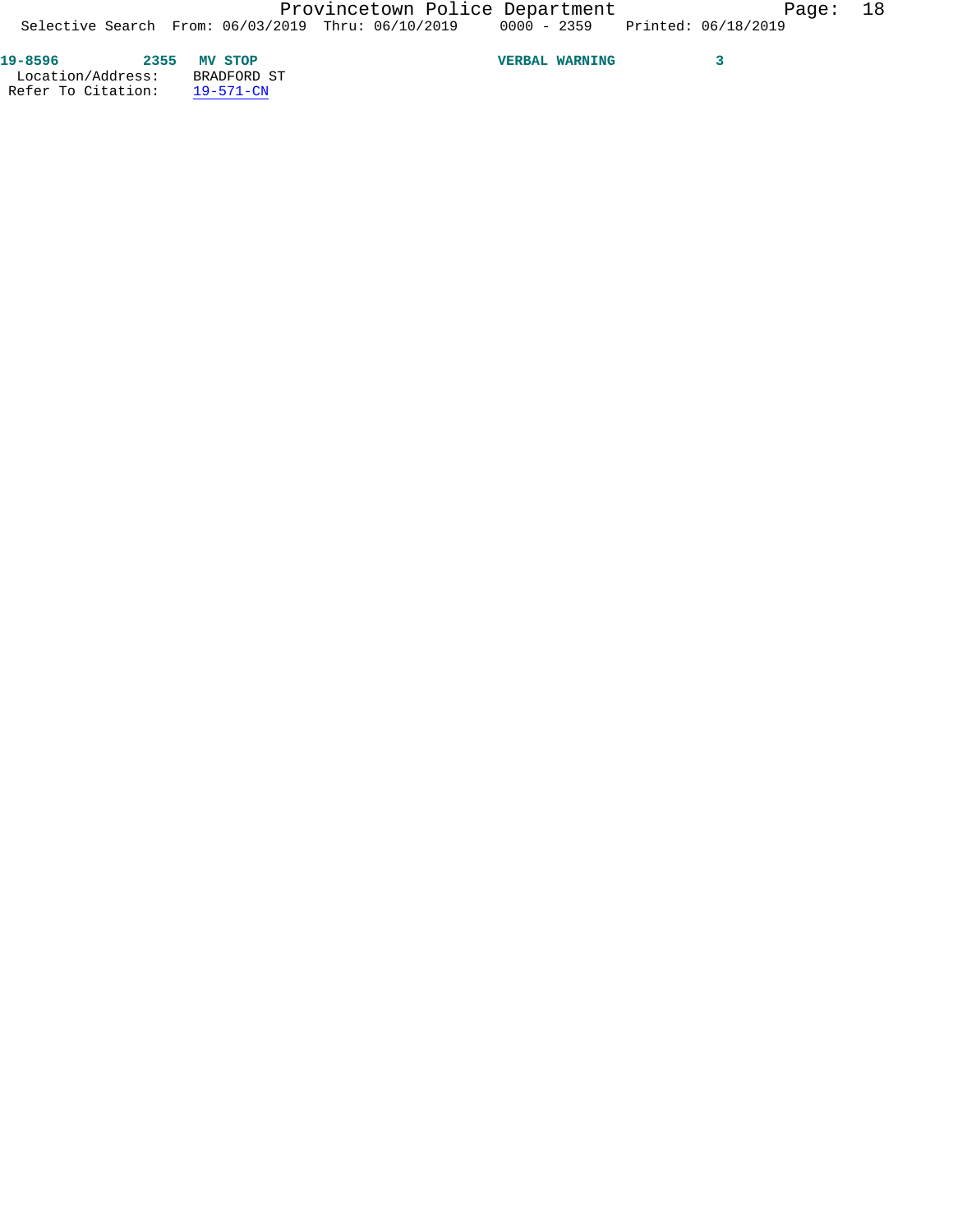**19-8596 2355 MV STOP VERBAL WARNING 3**

Location/Address: BRADFORD ST
Refer To Citation: 19-571-CN